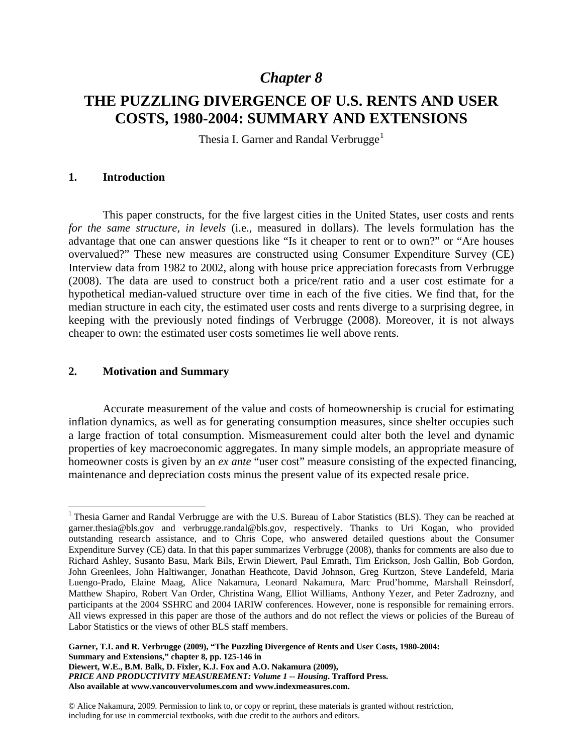# *Chapter 8*

# THE PUZZLING DIVERGENCE OF U.S. RENTS AND USER COSTS, 1980-2004: SUMMARY AND EXTENSIONS

Thesia I. Garner and Randal Verbrugge[1]

## 1. Introduction

This paper constructs, for the five largest cities in the United States, user costs and rents *for the same structure*, *in levels* (i.e., measured in dollars). The levels formulation has the advantage that one can answer questions like "Is it cheaper to rent or to own?" or "Are houses overvalued?" These new measures are constructed using Consumer Expenditure Survey (CE) Interview data from 1982 to 2002, along with house price appreciation forecasts from Verbrugge (2008). The data are used to construct both a price/rent ratio and a user cost estimate for a hypothetical median-valued structure over time in each of the five cities. We find that, for the median structure in each city, the estimated user costs and rents diverge to a surprising degree, in keeping with the previously noted findings of Verbrugge (2008). Moreover, it is not always cheaper to own: the estimated user costs sometimes lie well above rents.

## 2. Motivation and Summary

Accurate measurement of the value and costs of homeownership is crucial for estimating inflation dynamics, as well as for generating consumption measures, since shelter occupies such a large fraction of total consumption. Mismeasurement could alter both the level and dynamic properties of key macroeconomic aggregates. In many simple models, an appropriate measure of homeowner costs is given by an *ex ante* "user cost" measure consisting of the expected financing, maintenance and depreciation costs minus the present value of its expected resale price.

---

[1] Thesia Garner and Randal Verbrugge are with the U.S. Bureau of Labor Statistics (BLS). They can be reached at garner.thesia@bls.gov and verbrugge.randal@bls.gov, respectively. Thanks to Uri Kogan, who provided outstanding research assistance, and to Chris Cope, who answered detailed questions about the Consumer Expenditure Survey (CE) data. In that this paper summarizes Verbrugge (2008), thanks for comments are also due to Richard Ashley, Susanto Basu, Mark Bils, Erwin Diewert, Paul Emrath, Tim Erickson, Josh Gallin, Bob Gordon, John Greenlees, John Haltiwanger, Jonathan Heathcote, David Johnson, Greg Kurtzon, Steve Landefeld, Maria Luengo-Prado, Elaine Maag, Alice Nakamura, Leonard Nakamura, Marc Prud'homme, Marshall Reinsdorf, Matthew Shapiro, Robert Van Order, Christina Wang, Elliot Williams, Anthony Yezer, and Peter Zadrozny, and participants at the 2004 SSHRC and 2004 IARIW conferences. However, none is responsible for remaining errors. All views expressed in this paper are those of the authors and do not reflect the views or policies of the Bureau of Labor Statistics or the views of other BLS staff members.

**Garner, T.I. and R. Verbrugge (2009), "The Puzzling Divergence of Rents and User Costs, 1980-2004: Summary and Extensions," chapter 8, pp. 125-146 in**
**Diewert, W.E., B.M. Balk, D. Fixler, K.J. Fox and A.O. Nakamura (2009),**
***PRICE AND PRODUCTIVITY MEASUREMENT: Volume 1 -- Housing*. Trafford Press.**
**Also available at www.vancouvervolumes.com and www.indexmeasures.com.**

© Alice Nakamura, 2009. Permission to link to, or copy or reprint, these materials is granted without restriction, including for use in commercial textbooks, with due credit to the authors and editors.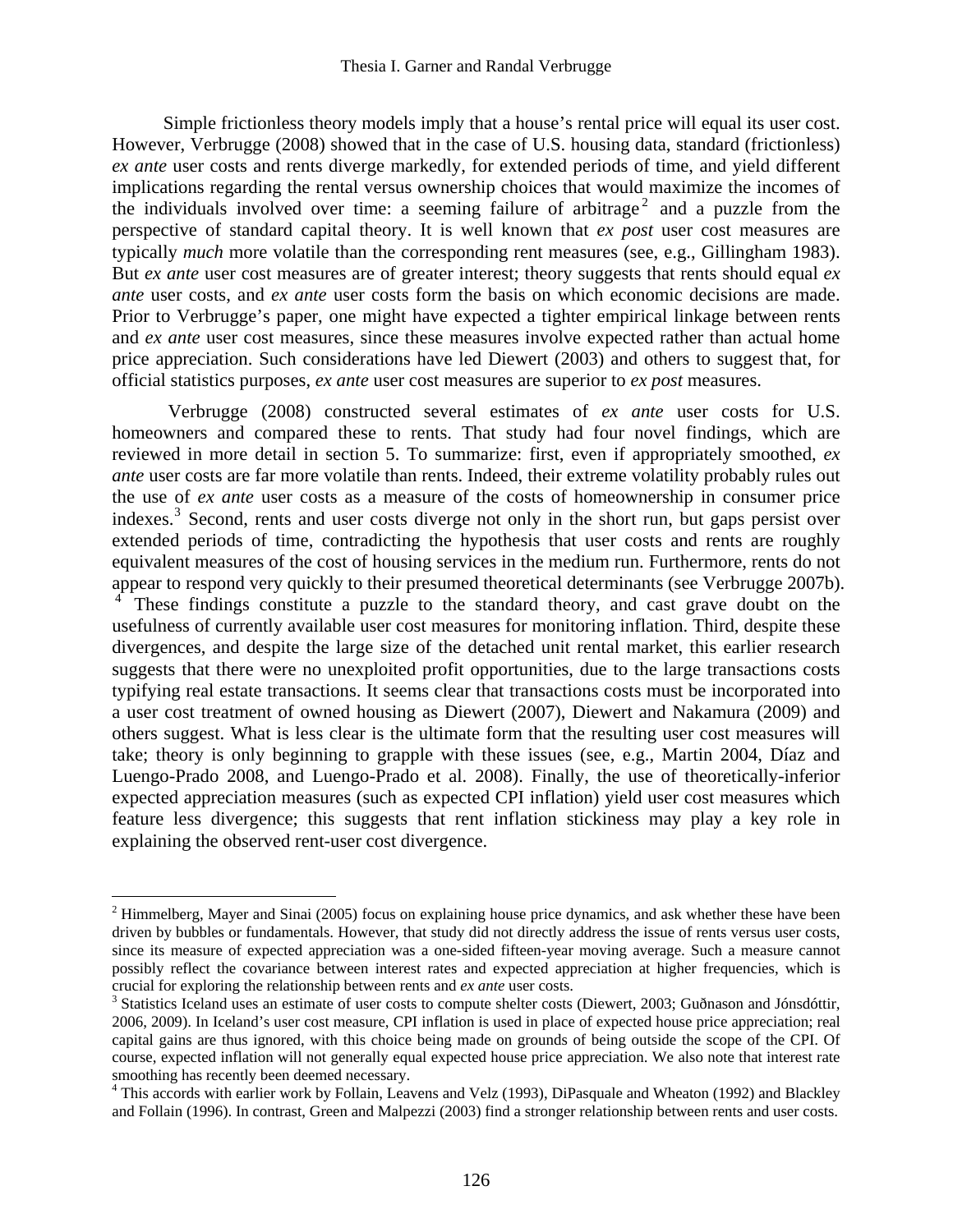Simple frictionless theory models imply that a house's rental price will equal its user cost. However, Verbrugge (2008) showed that in the case of U.S. housing data, standard (frictionless) *ex ante* user costs and rents diverge markedly, for extended periods of time, and yield different implications regarding the rental versus ownership choices that would maximize the incomes of the individuals involved over time: a seeming failure of arbitrage[2] and a puzzle from the perspective of standard capital theory. It is well known that *ex post* user cost measures are typically *much* more volatile than the corresponding rent measures (see, e.g., Gillingham 1983). But *ex ante* user cost measures are of greater interest; theory suggests that rents should equal *ex ante* user costs, and *ex ante* user costs form the basis on which economic decisions are made. Prior to Verbrugge's paper, one might have expected a tighter empirical linkage between rents and *ex ante* user cost measures, since these measures involve expected rather than actual home price appreciation. Such considerations have led Diewert (2003) and others to suggest that, for official statistics purposes, *ex ante* user cost measures are superior to *ex post* measures.

Verbrugge (2008) constructed several estimates of *ex ante* user costs for U.S. homeowners and compared these to rents. That study had four novel findings, which are reviewed in more detail in section 5. To summarize: first, even if appropriately smoothed, *ex ante* user costs are far more volatile than rents. Indeed, their extreme volatility probably rules out the use of *ex ante* user costs as a measure of the costs of homeownership in consumer price indexes.[3] Second, rents and user costs diverge not only in the short run, but gaps persist over extended periods of time, contradicting the hypothesis that user costs and rents are roughly equivalent measures of the cost of housing services in the medium run. Furthermore, rents do not appear to respond very quickly to their presumed theoretical determinants (see Verbrugge 2007b).[4] These findings constitute a puzzle to the standard theory, and cast grave doubt on the usefulness of currently available user cost measures for monitoring inflation. Third, despite these divergences, and despite the large size of the detached unit rental market, this earlier research suggests that there were no unexploited profit opportunities, due to the large transactions costs typifying real estate transactions. It seems clear that transactions costs must be incorporated into a user cost treatment of owned housing as Diewert (2007), Diewert and Nakamura (2009) and others suggest. What is less clear is the ultimate form that the resulting user cost measures will take; theory is only beginning to grapple with these issues (see, e.g., Martin 2004, Díaz and Luengo-Prado 2008, and Luengo-Prado et al. 2008). Finally, the use of theoretically-inferior expected appreciation measures (such as expected CPI inflation) yield user cost measures which feature less divergence; this suggests that rent inflation stickiness may play a key role in explaining the observed rent-user cost divergence.

---

[2] Himmelberg, Mayer and Sinai (2005) focus on explaining house price dynamics, and ask whether these have been driven by bubbles or fundamentals. However, that study did not directly address the issue of rents versus user costs, since its measure of expected appreciation was a one-sided fifteen-year moving average. Such a measure cannot possibly reflect the covariance between interest rates and expected appreciation at higher frequencies, which is crucial for exploring the relationship between rents and *ex ante* user costs.

[3] Statistics Iceland uses an estimate of user costs to compute shelter costs (Diewert, 2003; Guðnason and Jónsdóttir, 2006, 2009). In Iceland's user cost measure, CPI inflation is used in place of expected house price appreciation; real capital gains are thus ignored, with this choice being made on grounds of being outside the scope of the CPI. Of course, expected inflation will not generally equal expected house price appreciation. We also note that interest rate smoothing has recently been deemed necessary.

[4] This accords with earlier work by Follain, Leavens and Velz (1993), DiPasquale and Wheaton (1992) and Blackley and Follain (1996). In contrast, Green and Malpezzi (2003) find a stronger relationship between rents and user costs.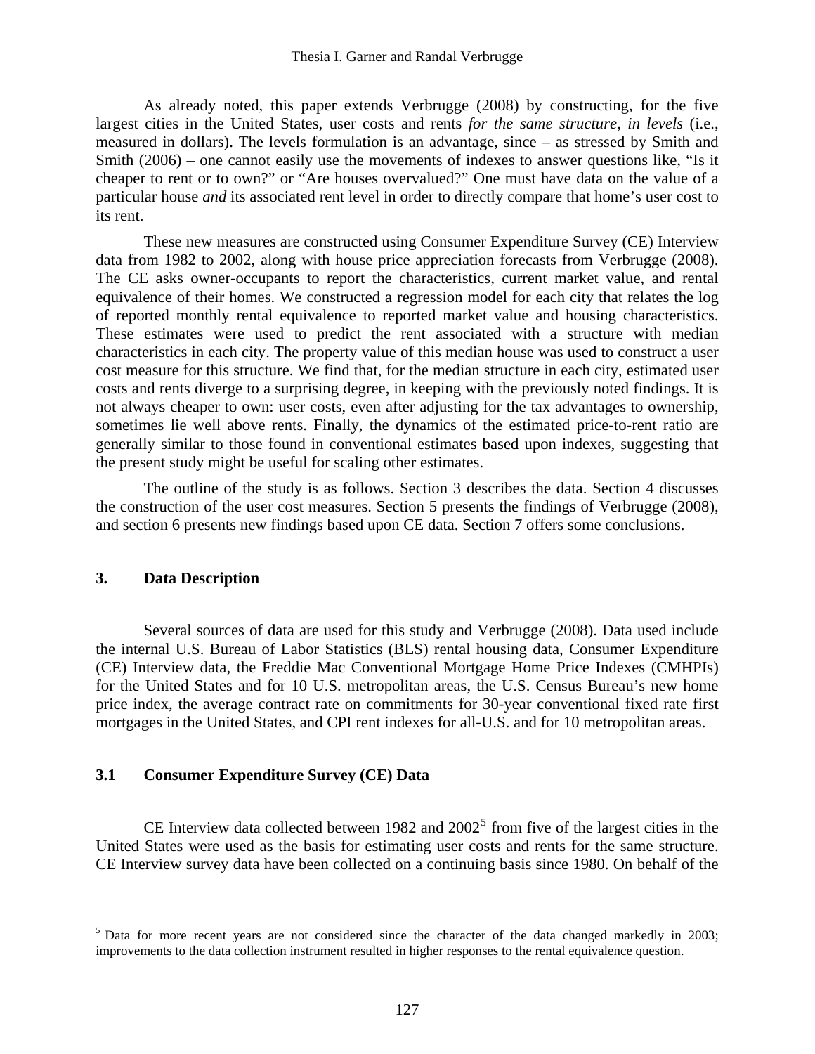As already noted, this paper extends Verbrugge (2008) by constructing, for the five largest cities in the United States, user costs and rents *for the same structure*, *in levels* (i.e., measured in dollars). The levels formulation is an advantage, since – as stressed by Smith and Smith (2006) – one cannot easily use the movements of indexes to answer questions like, "Is it cheaper to rent or to own?" or "Are houses overvalued?" One must have data on the value of a particular house *and* its associated rent level in order to directly compare that home's user cost to its rent.

These new measures are constructed using Consumer Expenditure Survey (CE) Interview data from 1982 to 2002, along with house price appreciation forecasts from Verbrugge (2008). The CE asks owner-occupants to report the characteristics, current market value, and rental equivalence of their homes. We constructed a regression model for each city that relates the log of reported monthly rental equivalence to reported market value and housing characteristics. These estimates were used to predict the rent associated with a structure with median characteristics in each city. The property value of this median house was used to construct a user cost measure for this structure. We find that, for the median structure in each city, estimated user costs and rents diverge to a surprising degree, in keeping with the previously noted findings. It is not always cheaper to own: user costs, even after adjusting for the tax advantages to ownership, sometimes lie well above rents. Finally, the dynamics of the estimated price-to-rent ratio are generally similar to those found in conventional estimates based upon indexes, suggesting that the present study might be useful for scaling other estimates.

The outline of the study is as follows. Section 3 describes the data. Section 4 discusses the construction of the user cost measures. Section 5 presents the findings of Verbrugge (2008), and section 6 presents new findings based upon CE data. Section 7 offers some conclusions.

## 3. Data Description

Several sources of data are used for this study and Verbrugge (2008). Data used include the internal U.S. Bureau of Labor Statistics (BLS) rental housing data, Consumer Expenditure (CE) Interview data, the Freddie Mac Conventional Mortgage Home Price Indexes (CMHPIs) for the United States and for 10 U.S. metropolitan areas, the U.S. Census Bureau's new home price index, the average contract rate on commitments for 30-year conventional fixed rate first mortgages in the United States, and CPI rent indexes for all-U.S. and for 10 metropolitan areas.

### 3.1 Consumer Expenditure Survey (CE) Data

CE Interview data collected between 1982 and 2002[5] from five of the largest cities in the United States were used as the basis for estimating user costs and rents for the same structure. CE Interview survey data have been collected on a continuing basis since 1980. On behalf of the

[5] Data for more recent years are not considered since the character of the data changed markedly in 2003; improvements to the data collection instrument resulted in higher responses to the rental equivalence question.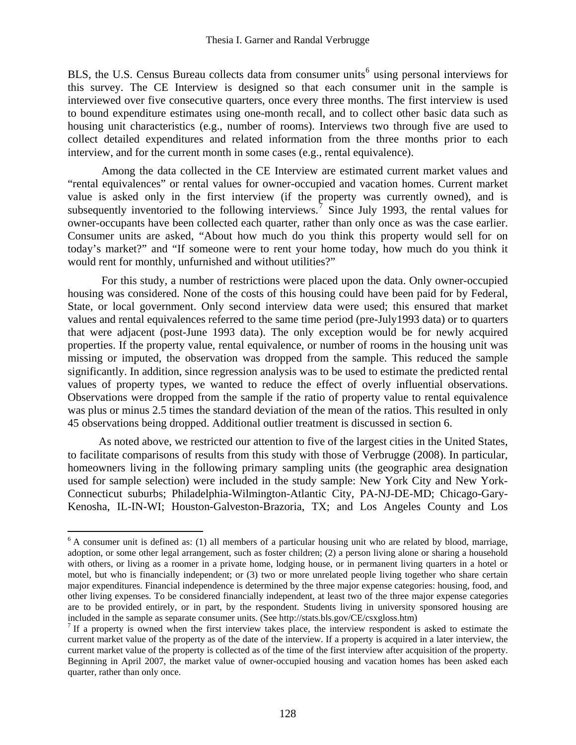BLS, the U.S. Census Bureau collects data from consumer units[6] using personal interviews for this survey. The CE Interview is designed so that each consumer unit in the sample is interviewed over five consecutive quarters, once every three months. The first interview is used to bound expenditure estimates using one-month recall, and to collect other basic data such as housing unit characteristics (e.g., number of rooms). Interviews two through five are used to collect detailed expenditures and related information from the three months prior to each interview, and for the current month in some cases (e.g., rental equivalence).

Among the data collected in the CE Interview are estimated current market values and "rental equivalences" or rental values for owner-occupied and vacation homes. Current market value is asked only in the first interview (if the property was currently owned), and is subsequently inventoried to the following interviews.[7] Since July 1993, the rental values for owner-occupants have been collected each quarter, rather than only once as was the case earlier. Consumer units are asked, "About how much do you think this property would sell for on today's market?" and "If someone were to rent your home today, how much do you think it would rent for monthly, unfurnished and without utilities?"

For this study, a number of restrictions were placed upon the data. Only owner-occupied housing was considered. None of the costs of this housing could have been paid for by Federal, State, or local government. Only second interview data were used; this ensured that market values and rental equivalences referred to the same time period (pre-July1993 data) or to quarters that were adjacent (post-June 1993 data). The only exception would be for newly acquired properties. If the property value, rental equivalence, or number of rooms in the housing unit was missing or imputed, the observation was dropped from the sample. This reduced the sample significantly. In addition, since regression analysis was to be used to estimate the predicted rental values of property types, we wanted to reduce the effect of overly influential observations. Observations were dropped from the sample if the ratio of property value to rental equivalence was plus or minus 2.5 times the standard deviation of the mean of the ratios. This resulted in only 45 observations being dropped. Additional outlier treatment is discussed in section 6.

As noted above, we restricted our attention to five of the largest cities in the United States, to facilitate comparisons of results from this study with those of Verbrugge (2008). In particular, homeowners living in the following primary sampling units (the geographic area designation used for sample selection) were included in the study sample: New York City and New York-Connecticut suburbs; Philadelphia-Wilmington-Atlantic City, PA-NJ-DE-MD; Chicago-Gary-Kenosha, IL-IN-WI; Houston-Galveston-Brazoria, TX; and Los Angeles County and Los

---

[6] A consumer unit is defined as: (1) all members of a particular housing unit who are related by blood, marriage, adoption, or some other legal arrangement, such as foster children; (2) a person living alone or sharing a household with others, or living as a roomer in a private home, lodging house, or in permanent living quarters in a hotel or motel, but who is financially independent; or (3) two or more unrelated people living together who share certain major expenditures. Financial independence is determined by the three major expense categories: housing, food, and other living expenses. To be considered financially independent, at least two of the three major expense categories are to be provided entirely, or in part, by the respondent. Students living in university sponsored housing are included in the sample as separate consumer units. (See http://stats.bls.gov/CE/csxgloss.htm)

[7] If a property is owned when the first interview takes place, the interview respondent is asked to estimate the current market value of the property as of the date of the interview. If a property is acquired in a later interview, the current market value of the property is collected as of the time of the first interview after acquisition of the property. Beginning in April 2007, the market value of owner-occupied housing and vacation homes has been asked each quarter, rather than only once.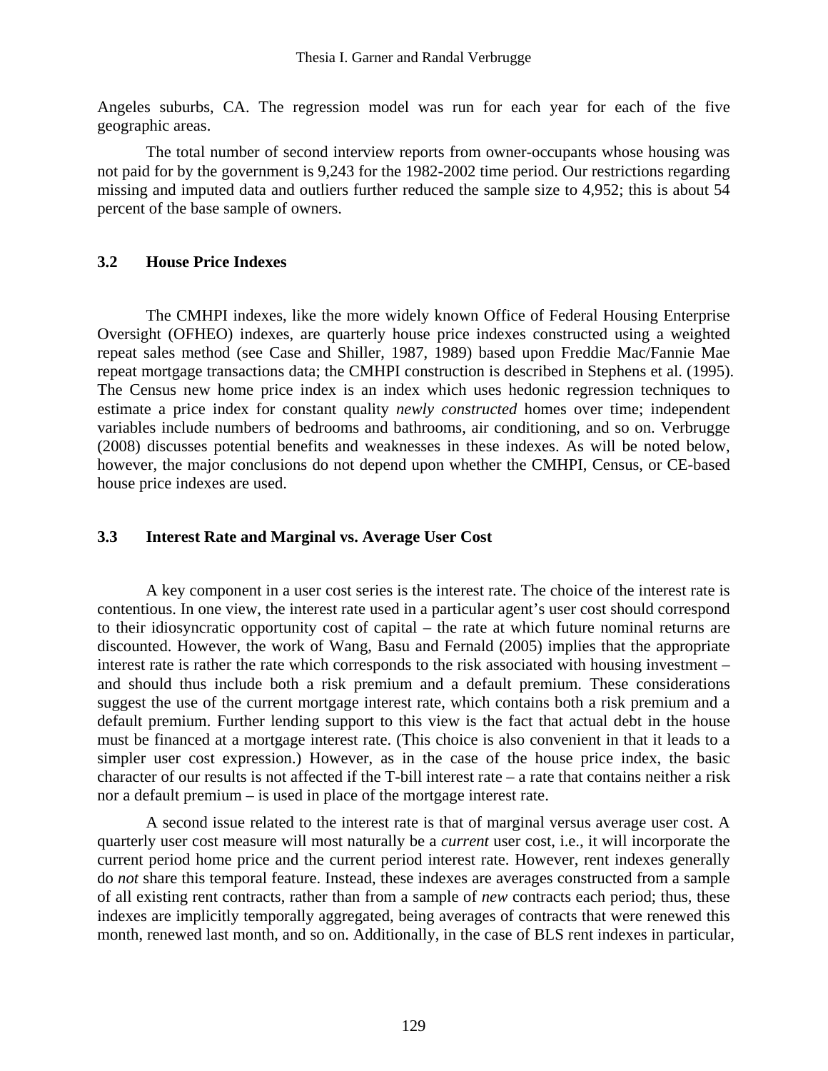Angeles suburbs, CA. The regression model was run for each year for each of the five geographic areas.

The total number of second interview reports from owner-occupants whose housing was not paid for by the government is 9,243 for the 1982-2002 time period. Our restrictions regarding missing and imputed data and outliers further reduced the sample size to 4,952; this is about 54 percent of the base sample of owners.

### 3.2 House Price Indexes

The CMHPI indexes, like the more widely known Office of Federal Housing Enterprise Oversight (OFHEO) indexes, are quarterly house price indexes constructed using a weighted repeat sales method (see Case and Shiller, 1987, 1989) based upon Freddie Mac/Fannie Mae repeat mortgage transactions data; the CMHPI construction is described in Stephens et al. (1995). The Census new home price index is an index which uses hedonic regression techniques to estimate a price index for constant quality *newly constructed* homes over time; independent variables include numbers of bedrooms and bathrooms, air conditioning, and so on. Verbrugge (2008) discusses potential benefits and weaknesses in these indexes. As will be noted below, however, the major conclusions do not depend upon whether the CMHPI, Census, or CE-based house price indexes are used.

### 3.3 Interest Rate and Marginal vs. Average User Cost

A key component in a user cost series is the interest rate. The choice of the interest rate is contentious. In one view, the interest rate used in a particular agent's user cost should correspond to their idiosyncratic opportunity cost of capital – the rate at which future nominal returns are discounted. However, the work of Wang, Basu and Fernald (2005) implies that the appropriate interest rate is rather the rate which corresponds to the risk associated with housing investment – and should thus include both a risk premium and a default premium. These considerations suggest the use of the current mortgage interest rate, which contains both a risk premium and a default premium. Further lending support to this view is the fact that actual debt in the house must be financed at a mortgage interest rate. (This choice is also convenient in that it leads to a simpler user cost expression.) However, as in the case of the house price index, the basic character of our results is not affected if the T-bill interest rate – a rate that contains neither a risk nor a default premium – is used in place of the mortgage interest rate.

A second issue related to the interest rate is that of marginal versus average user cost. A quarterly user cost measure will most naturally be a *current* user cost, i.e., it will incorporate the current period home price and the current period interest rate. However, rent indexes generally do *not* share this temporal feature. Instead, these indexes are averages constructed from a sample of all existing rent contracts, rather than from a sample of *new* contracts each period; thus, these indexes are implicitly temporally aggregated, being averages of contracts that were renewed this month, renewed last month, and so on. Additionally, in the case of BLS rent indexes in particular,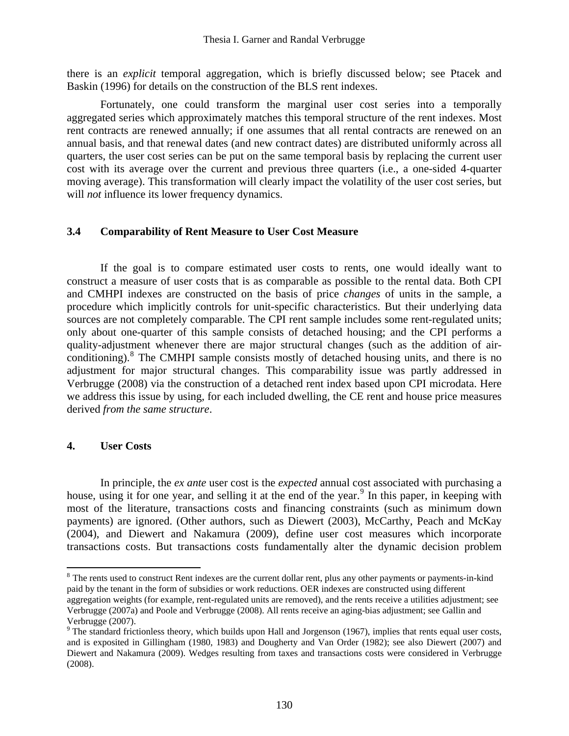there is an *explicit* temporal aggregation, which is briefly discussed below; see Ptacek and Baskin (1996) for details on the construction of the BLS rent indexes.

Fortunately, one could transform the marginal user cost series into a temporally aggregated series which approximately matches this temporal structure of the rent indexes. Most rent contracts are renewed annually; if one assumes that all rental contracts are renewed on an annual basis, and that renewal dates (and new contract dates) are distributed uniformly across all quarters, the user cost series can be put on the same temporal basis by replacing the current user cost with its average over the current and previous three quarters (i.e., a one-sided 4-quarter moving average). This transformation will clearly impact the volatility of the user cost series, but will *not* influence its lower frequency dynamics.

### 3.4 Comparability of Rent Measure to User Cost Measure

If the goal is to compare estimated user costs to rents, one would ideally want to construct a measure of user costs that is as comparable as possible to the rental data. Both CPI and CMHPI indexes are constructed on the basis of price *changes* of units in the sample, a procedure which implicitly controls for unit-specific characteristics. But their underlying data sources are not completely comparable. The CPI rent sample includes some rent-regulated units; only about one-quarter of this sample consists of detached housing; and the CPI performs a quality-adjustment whenever there are major structural changes (such as the addition of air-conditioning).[8] The CMHPI sample consists mostly of detached housing units, and there is no adjustment for major structural changes. This comparability issue was partly addressed in Verbrugge (2008) via the construction of a detached rent index based upon CPI microdata. Here we address this issue by using, for each included dwelling, the CE rent and house price measures derived *from the same structure*.

## 4. User Costs

In principle, the *ex ante* user cost is the *expected* annual cost associated with purchasing a house, using it for one year, and selling it at the end of the year.[9] In this paper, in keeping with most of the literature, transactions costs and financing constraints (such as minimum down payments) are ignored. (Other authors, such as Diewert (2003), McCarthy, Peach and McKay (2004), and Diewert and Nakamura (2009), define user cost measures which incorporate transactions costs. But transactions costs fundamentally alter the dynamic decision problem

---

[8] The rents used to construct Rent indexes are the current dollar rent, plus any other payments or payments-in-kind paid by the tenant in the form of subsidies or work reductions. OER indexes are constructed using different aggregation weights (for example, rent-regulated units are removed), and the rents receive a utilities adjustment; see Verbrugge (2007a) and Poole and Verbrugge (2008). All rents receive an aging-bias adjustment; see Gallin and Verbrugge (2007).

[9] The standard frictionless theory, which builds upon Hall and Jorgenson (1967), implies that rents equal user costs, and is exposited in Gillingham (1980, 1983) and Dougherty and Van Order (1982); see also Diewert (2007) and Diewert and Nakamura (2009). Wedges resulting from taxes and transactions costs were considered in Verbrugge (2008).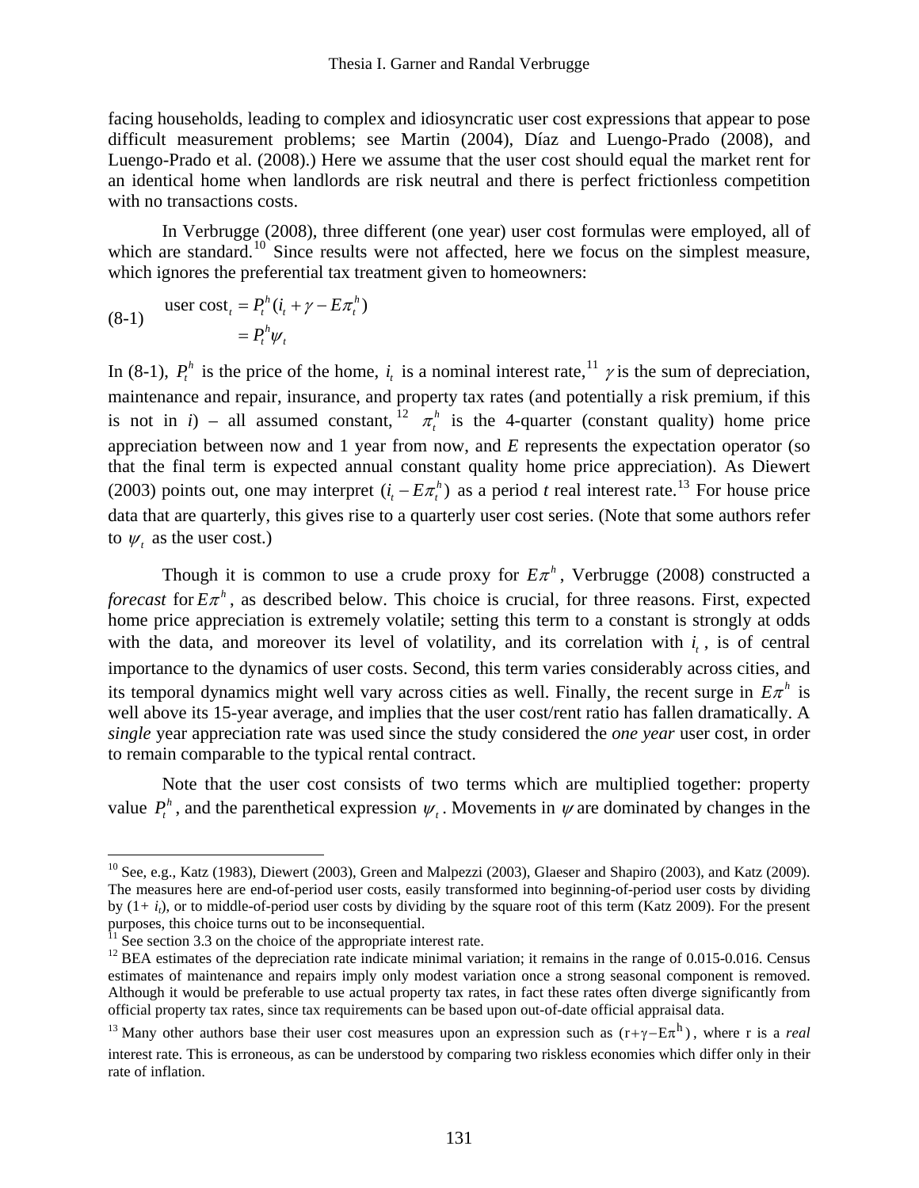facing households, leading to complex and idiosyncratic user cost expressions that appear to pose difficult measurement problems; see Martin (2004), Díaz and Luengo-Prado (2008), and Luengo-Prado et al. (2008).) Here we assume that the user cost should equal the market rent for an identical home when landlords are risk neutral and there is perfect frictionless competition with no transactions costs.

In Verbrugge (2008), three different (one year) user cost formulas were employed, all of which are standard.[10] Since results were not affected, here we focus on the simplest measure, which ignores the preferential tax treatment given to homeowners:

$$\text{(8-1)} \qquad \begin{aligned} \text{user cost}_t &= P_t^h (i_t + \gamma - E\pi_t^h) \\ &= P_t^h \psi_t \end{aligned}$$

In (8-1), $P_t^h$ is the price of the home, $i_t$ is a nominal interest rate,[11] $\gamma$ is the sum of depreciation, maintenance and repair, insurance, and property tax rates (and potentially a risk premium, if this is not in $i$) – all assumed constant,[12] $\pi_t^h$ is the 4-quarter (constant quality) home price appreciation between now and 1 year from now, and $E$ represents the expectation operator (so that the final term is expected annual constant quality home price appreciation). As Diewert (2003) points out, one may interpret $(i_t - E\pi_t^h)$ as a period $t$ real interest rate.[13] For house price data that are quarterly, this gives rise to a quarterly user cost series. (Note that some authors refer to $\psi_t$ as the user cost.)

Though it is common to use a crude proxy for $E\pi^h$, Verbrugge (2008) constructed a *forecast* for $E\pi^h$, as described below. This choice is crucial, for three reasons. First, expected home price appreciation is extremely volatile; setting this term to a constant is strongly at odds with the data, and moreover its level of volatility, and its correlation with $i_t$, is of central importance to the dynamics of user costs. Second, this term varies considerably across cities, and its temporal dynamics might well vary across cities as well. Finally, the recent surge in $E\pi^h$ is well above its 15-year average, and implies that the user cost/rent ratio has fallen dramatically. A *single* year appreciation rate was used since the study considered the *one year* user cost, in order to remain comparable to the typical rental contract.

Note that the user cost consists of two terms which are multiplied together: property value $P_t^h$, and the parenthetical expression $\psi_t$. Movements in $\psi$ are dominated by changes in the

---

[10] See, e.g., Katz (1983), Diewert (2003), Green and Malpezzi (2003), Glaeser and Shapiro (2003), and Katz (2009). The measures here are end-of-period user costs, easily transformed into beginning-of-period user costs by dividing by $(1+ i_t)$, or to middle-of-period user costs by dividing by the square root of this term (Katz 2009). For the present purposes, this choice turns out to be inconsequential.

[11] See section 3.3 on the choice of the appropriate interest rate.

[12] BEA estimates of the depreciation rate indicate minimal variation; it remains in the range of 0.015-0.016. Census estimates of maintenance and repairs imply only modest variation once a strong seasonal component is removed. Although it would be preferable to use actual property tax rates, in fact these rates often diverge significantly from official property tax rates, since tax requirements can be based upon out-of-date official appraisal data.

[13] Many other authors base their user cost measures upon an expression such as $(r+\gamma-E\pi^h)$, where r is a *real* interest rate. This is erroneous, as can be understood by comparing two riskless economies which differ only in their rate of inflation.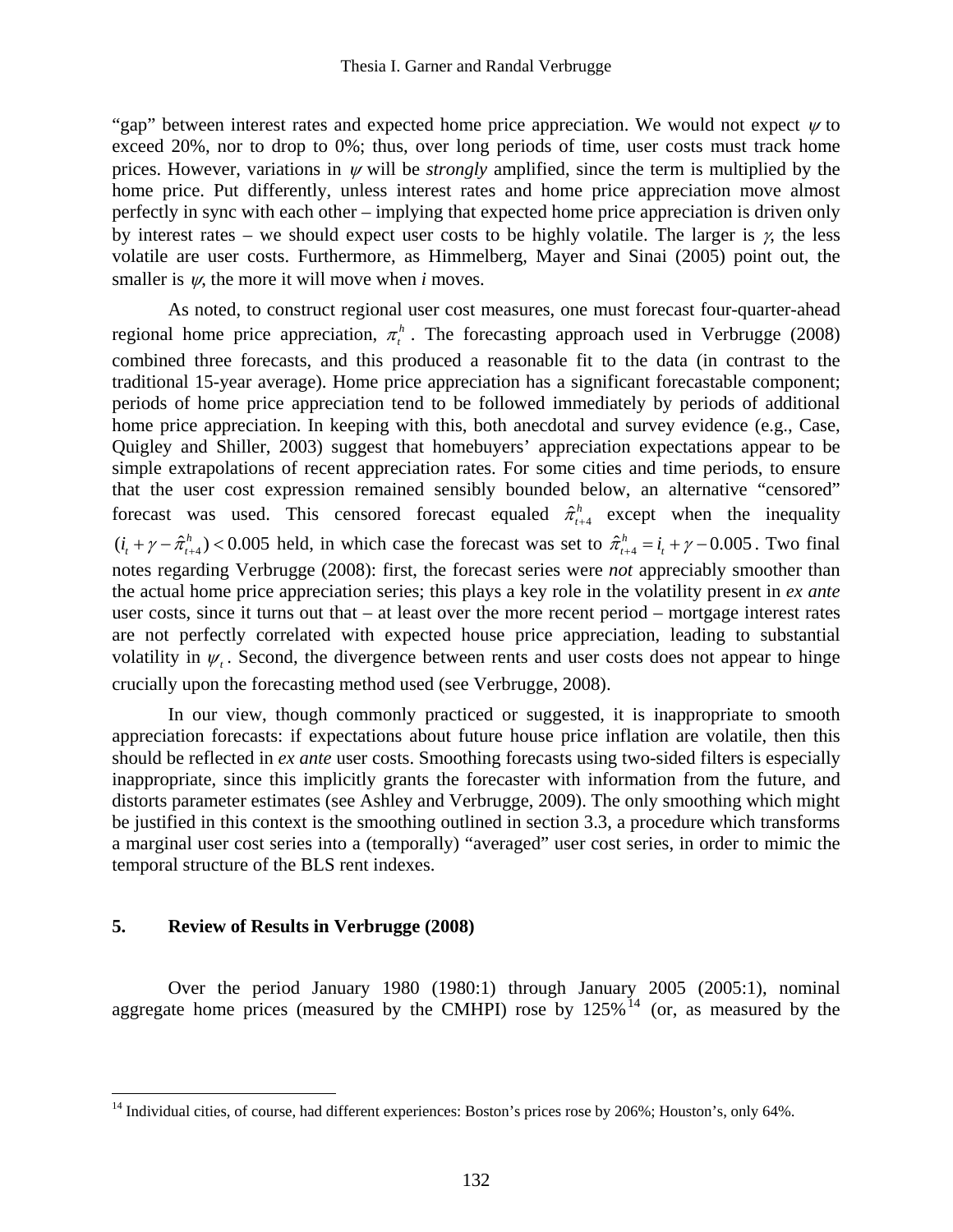"gap" between interest rates and expected home price appreciation. We would not expect $\psi$ to exceed 20%, nor to drop to 0%; thus, over long periods of time, user costs must track home prices. However, variations in $\psi$ will be *strongly* amplified, since the term is multiplied by the home price. Put differently, unless interest rates and home price appreciation move almost perfectly in sync with each other – implying that expected home price appreciation is driven only by interest rates – we should expect user costs to be highly volatile. The larger is $\gamma$, the less volatile are user costs. Furthermore, as Himmelberg, Mayer and Sinai (2005) point out, the smaller is $\psi$, the more it will move when $i$ moves.

As noted, to construct regional user cost measures, one must forecast four-quarter-ahead regional home price appreciation, $\pi_t^h$. The forecasting approach used in Verbrugge (2008) combined three forecasts, and this produced a reasonable fit to the data (in contrast to the traditional 15-year average). Home price appreciation has a significant forecastable component; periods of home price appreciation tend to be followed immediately by periods of additional home price appreciation. In keeping with this, both anecdotal and survey evidence (e.g., Case, Quigley and Shiller, 2003) suggest that homebuyers' appreciation expectations appear to be simple extrapolations of recent appreciation rates. For some cities and time periods, to ensure that the user cost expression remained sensibly bounded below, an alternative "censored" forecast was used. This censored forecast equaled $\hat{\pi}_{t+4}^h$ except when the inequality $(i_t + \gamma - \hat{\pi}_{t+4}^h) < 0.005$ held, in which case the forecast was set to $\hat{\pi}_{t+4}^h = i_t + \gamma - 0.005$. Two final notes regarding Verbrugge (2008): first, the forecast series were *not* appreciably smoother than the actual home price appreciation series; this plays a key role in the volatility present in *ex ante* user costs, since it turns out that – at least over the more recent period – mortgage interest rates are not perfectly correlated with expected house price appreciation, leading to substantial volatility in $\psi_t$. Second, the divergence between rents and user costs does not appear to hinge crucially upon the forecasting method used (see Verbrugge, 2008).

In our view, though commonly practiced or suggested, it is inappropriate to smooth appreciation forecasts: if expectations about future house price inflation are volatile, then this should be reflected in *ex ante* user costs. Smoothing forecasts using two-sided filters is especially inappropriate, since this implicitly grants the forecaster with information from the future, and distorts parameter estimates (see Ashley and Verbrugge, 2009). The only smoothing which might be justified in this context is the smoothing outlined in section 3.3, a procedure which transforms a marginal user cost series into a (temporally) "averaged" user cost series, in order to mimic the temporal structure of the BLS rent indexes.

## 5. Review of Results in Verbrugge (2008)

Over the period January 1980 (1980:1) through January 2005 (2005:1), nominal aggregate home prices (measured by the CMHPI) rose by 125%[14] (or, as measured by the

[14] Individual cities, of course, had different experiences: Boston's prices rose by 206%; Houston's, only 64%.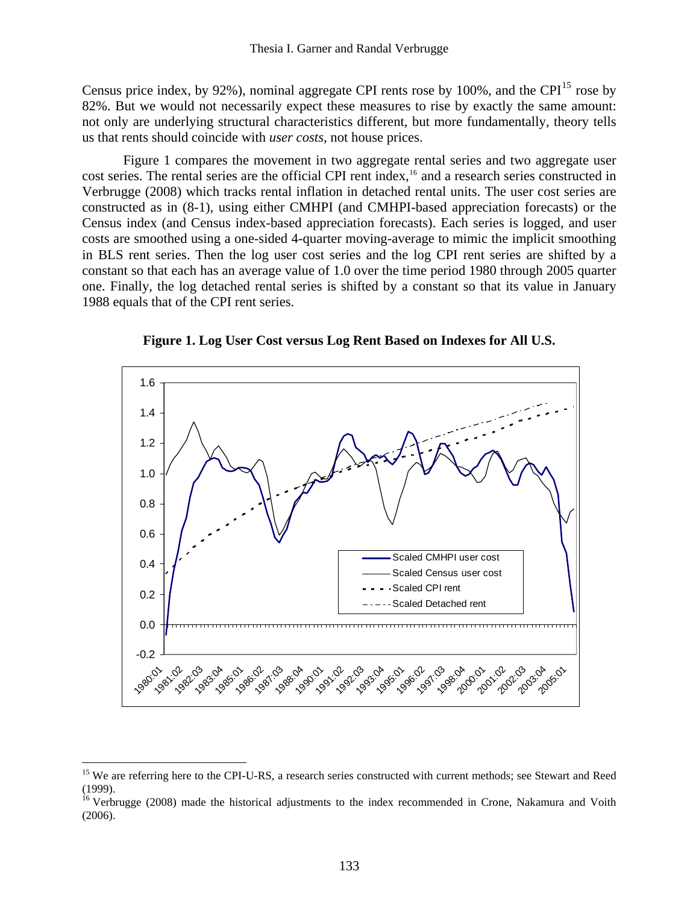Census price index, by 92%), nominal aggregate CPI rents rose by 100%, and the CPI[15] rose by 82%. But we would not necessarily expect these measures to rise by exactly the same amount: not only are underlying structural characteristics different, but more fundamentally, theory tells us that rents should coincide with *user costs*, not house prices.

Figure 1 compares the movement in two aggregate rental series and two aggregate user cost series. The rental series are the official CPI rent index,[16] and a research series constructed in Verbrugge (2008) which tracks rental inflation in detached rental units. The user cost series are constructed as in (8-1), using either CMHPI (and CMHPI-based appreciation forecasts) or the Census index (and Census index-based appreciation forecasts). Each series is logged, and user costs are smoothed using a one-sided 4-quarter moving-average to mimic the implicit smoothing in BLS rent series. Then the log user cost series and the log CPI rent series are shifted by a constant so that each has an average value of 1.0 over the time period 1980 through 2005 quarter one. Finally, the log detached rental series is shifted by a constant so that its value in January 1988 equals that of the CPI rent series.

**Figure 1. Log User Cost versus Log Rent Based on Indexes for All U.S.**

---

[15] We are referring here to the CPI-U-RS, a research series constructed with current methods; see Stewart and Reed (1999).

[16] Verbrugge (2008) made the historical adjustments to the index recommended in Crone, Nakamura and Voith (2006).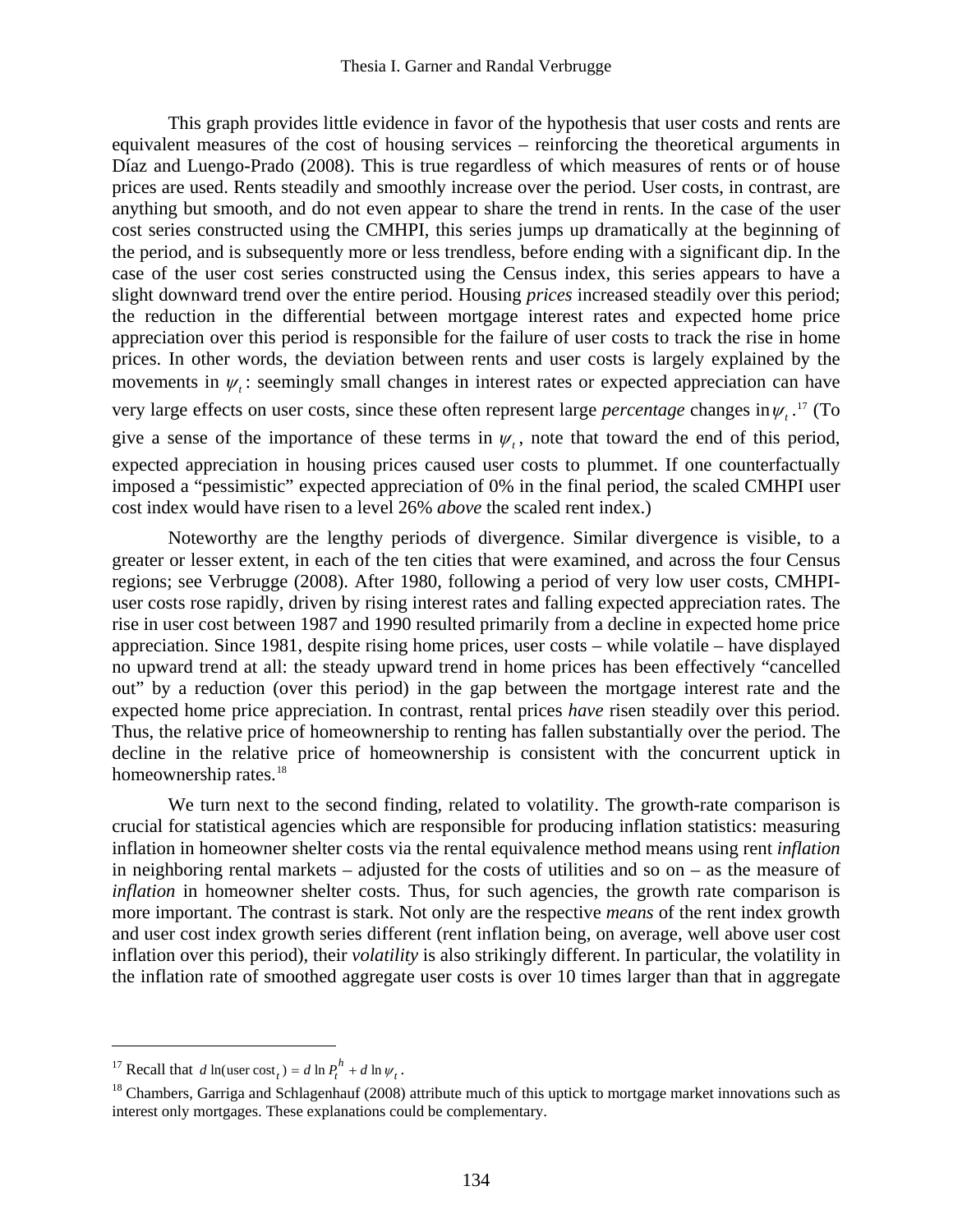This graph provides little evidence in favor of the hypothesis that user costs and rents are equivalent measures of the cost of housing services – reinforcing the theoretical arguments in Díaz and Luengo-Prado (2008). This is true regardless of which measures of rents or of house prices are used. Rents steadily and smoothly increase over the period. User costs, in contrast, are anything but smooth, and do not even appear to share the trend in rents. In the case of the user cost series constructed using the CMHPI, this series jumps up dramatically at the beginning of the period, and is subsequently more or less trendless, before ending with a significant dip. In the case of the user cost series constructed using the Census index, this series appears to have a slight downward trend over the entire period. Housing *prices* increased steadily over this period; the reduction in the differential between mortgage interest rates and expected home price appreciation over this period is responsible for the failure of user costs to track the rise in home prices. In other words, the deviation between rents and user costs is largely explained by the movements in $\psi_t$: seemingly small changes in interest rates or expected appreciation can have very large effects on user costs, since these often represent large *percentage* changes in $\psi_t$.[17] (To give a sense of the importance of these terms in $\psi_t$, note that toward the end of this period, expected appreciation in housing prices caused user costs to plummet. If one counterfactually imposed a "pessimistic" expected appreciation of 0% in the final period, the scaled CMHPI user cost index would have risen to a level 26% *above* the scaled rent index.)

Noteworthy are the lengthy periods of divergence. Similar divergence is visible, to a greater or lesser extent, in each of the ten cities that were examined, and across the four Census regions; see Verbrugge (2008). After 1980, following a period of very low user costs, CMHPI-user costs rose rapidly, driven by rising interest rates and falling expected appreciation rates. The rise in user cost between 1987 and 1990 resulted primarily from a decline in expected home price appreciation. Since 1981, despite rising home prices, user costs – while volatile – have displayed no upward trend at all: the steady upward trend in home prices has been effectively "cancelled out" by a reduction (over this period) in the gap between the mortgage interest rate and the expected home price appreciation. In contrast, rental prices *have* risen steadily over this period. Thus, the relative price of homeownership to renting has fallen substantially over the period. The decline in the relative price of homeownership is consistent with the concurrent uptick in homeownership rates.[18]

We turn next to the second finding, related to volatility. The growth-rate comparison is crucial for statistical agencies which are responsible for producing inflation statistics: measuring inflation in homeowner shelter costs via the rental equivalence method means using rent *inflation* in neighboring rental markets – adjusted for the costs of utilities and so on – as the measure of *inflation* in homeowner shelter costs. Thus, for such agencies, the growth rate comparison is more important. The contrast is stark. Not only are the respective *means* of the rent index growth and user cost index growth series different (rent inflation being, on average, well above user cost inflation over this period), their *volatility* is also strikingly different. In particular, the volatility in the inflation rate of smoothed aggregate user costs is over 10 times larger than that in aggregate

---

[17] Recall that $d\ln(\text{user cost}_t) = d\ln P_t^h + d\ln\psi_t$.

[18] Chambers, Garriga and Schlagenhauf (2008) attribute much of this uptick to mortgage market innovations such as interest only mortgages. These explanations could be complementary.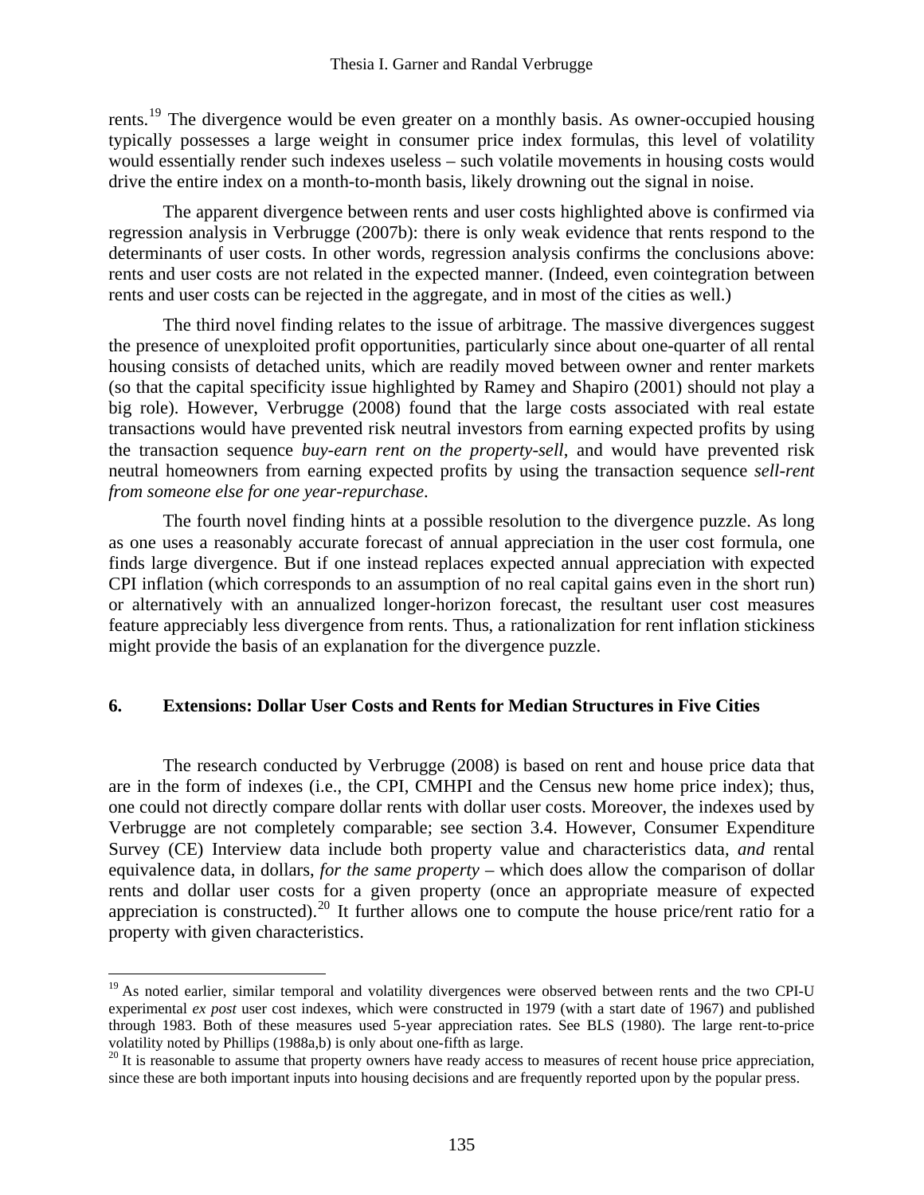rents.[19] The divergence would be even greater on a monthly basis. As owner-occupied housing typically possesses a large weight in consumer price index formulas, this level of volatility would essentially render such indexes useless – such volatile movements in housing costs would drive the entire index on a month-to-month basis, likely drowning out the signal in noise.

The apparent divergence between rents and user costs highlighted above is confirmed via regression analysis in Verbrugge (2007b): there is only weak evidence that rents respond to the determinants of user costs. In other words, regression analysis confirms the conclusions above: rents and user costs are not related in the expected manner. (Indeed, even cointegration between rents and user costs can be rejected in the aggregate, and in most of the cities as well.)

The third novel finding relates to the issue of arbitrage. The massive divergences suggest the presence of unexploited profit opportunities, particularly since about one-quarter of all rental housing consists of detached units, which are readily moved between owner and renter markets (so that the capital specificity issue highlighted by Ramey and Shapiro (2001) should not play a big role). However, Verbrugge (2008) found that the large costs associated with real estate transactions would have prevented risk neutral investors from earning expected profits by using the transaction sequence *buy-earn rent on the property-sell*, and would have prevented risk neutral homeowners from earning expected profits by using the transaction sequence *sell-rent from someone else for one year-repurchase*.

The fourth novel finding hints at a possible resolution to the divergence puzzle. As long as one uses a reasonably accurate forecast of annual appreciation in the user cost formula, one finds large divergence. But if one instead replaces expected annual appreciation with expected CPI inflation (which corresponds to an assumption of no real capital gains even in the short run) or alternatively with an annualized longer-horizon forecast, the resultant user cost measures feature appreciably less divergence from rents. Thus, a rationalization for rent inflation stickiness might provide the basis of an explanation for the divergence puzzle.

## 6. Extensions: Dollar User Costs and Rents for Median Structures in Five Cities

The research conducted by Verbrugge (2008) is based on rent and house price data that are in the form of indexes (i.e., the CPI, CMHPI and the Census new home price index); thus, one could not directly compare dollar rents with dollar user costs. Moreover, the indexes used by Verbrugge are not completely comparable; see section 3.4. However, Consumer Expenditure Survey (CE) Interview data include both property value and characteristics data, *and* rental equivalence data, in dollars, *for the same property* – which does allow the comparison of dollar rents and dollar user costs for a given property (once an appropriate measure of expected appreciation is constructed).[20] It further allows one to compute the house price/rent ratio for a property with given characteristics.

---

[19] As noted earlier, similar temporal and volatility divergences were observed between rents and the two CPI-U experimental *ex post* user cost indexes, which were constructed in 1979 (with a start date of 1967) and published through 1983. Both of these measures used 5-year appreciation rates. See BLS (1980). The large rent-to-price volatility noted by Phillips (1988a,b) is only about one-fifth as large.

[20] It is reasonable to assume that property owners have ready access to measures of recent house price appreciation, since these are both important inputs into housing decisions and are frequently reported upon by the popular press.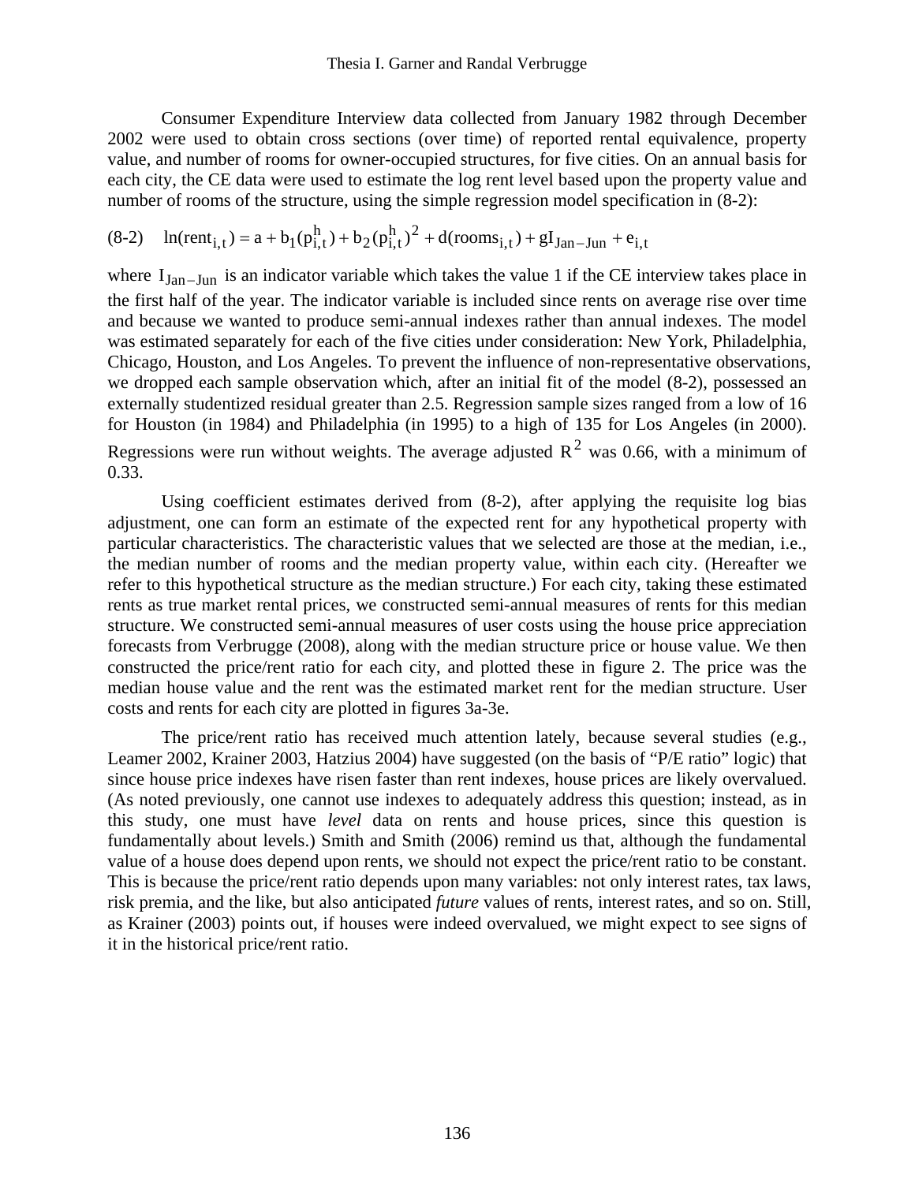Consumer Expenditure Interview data collected from January 1982 through December 2002 were used to obtain cross sections (over time) of reported rental equivalence, property value, and number of rooms for owner-occupied structures, for five cities. On an annual basis for each city, the CE data were used to estimate the log rent level based upon the property value and number of rooms of the structure, using the simple regression model specification in (8-2):

$$\text{(8-2)} \quad \ln(\text{rent}_{i,t}) = a + b_1(p^h_{i,t}) + b_2(p^h_{i,t})^2 + d(\text{rooms}_{i,t}) + gI_{Jan-Jun} + e_{i,t}$$

where $I_{Jan-Jun}$ is an indicator variable which takes the value 1 if the CE interview takes place in the first half of the year. The indicator variable is included since rents on average rise over time and because we wanted to produce semi-annual indexes rather than annual indexes. The model was estimated separately for each of the five cities under consideration: New York, Philadelphia, Chicago, Houston, and Los Angeles. To prevent the influence of non-representative observations, we dropped each sample observation which, after an initial fit of the model (8-2), possessed an externally studentized residual greater than 2.5. Regression sample sizes ranged from a low of 16 for Houston (in 1984) and Philadelphia (in 1995) to a high of 135 for Los Angeles (in 2000). Regressions were run without weights. The average adjusted $R^2$ was 0.66, with a minimum of 0.33.

Using coefficient estimates derived from (8-2), after applying the requisite log bias adjustment, one can form an estimate of the expected rent for any hypothetical property with particular characteristics. The characteristic values that we selected are those at the median, i.e., the median number of rooms and the median property value, within each city. (Hereafter we refer to this hypothetical structure as the median structure.) For each city, taking these estimated rents as true market rental prices, we constructed semi-annual measures of rents for this median structure. We constructed semi-annual measures of user costs using the house price appreciation forecasts from Verbrugge (2008), along with the median structure price or house value. We then constructed the price/rent ratio for each city, and plotted these in figure 2. The price was the median house value and the rent was the estimated market rent for the median structure. User costs and rents for each city are plotted in figures 3a-3e.

The price/rent ratio has received much attention lately, because several studies (e.g., Leamer 2002, Krainer 2003, Hatzius 2004) have suggested (on the basis of "P/E ratio" logic) that since house price indexes have risen faster than rent indexes, house prices are likely overvalued. (As noted previously, one cannot use indexes to adequately address this question; instead, as in this study, one must have *level* data on rents and house prices, since this question is fundamentally about levels.) Smith and Smith (2006) remind us that, although the fundamental value of a house does depend upon rents, we should not expect the price/rent ratio to be constant. This is because the price/rent ratio depends upon many variables: not only interest rates, tax laws, risk premia, and the like, but also anticipated *future* values of rents, interest rates, and so on. Still, as Krainer (2003) points out, if houses were indeed overvalued, we might expect to see signs of it in the historical price/rent ratio.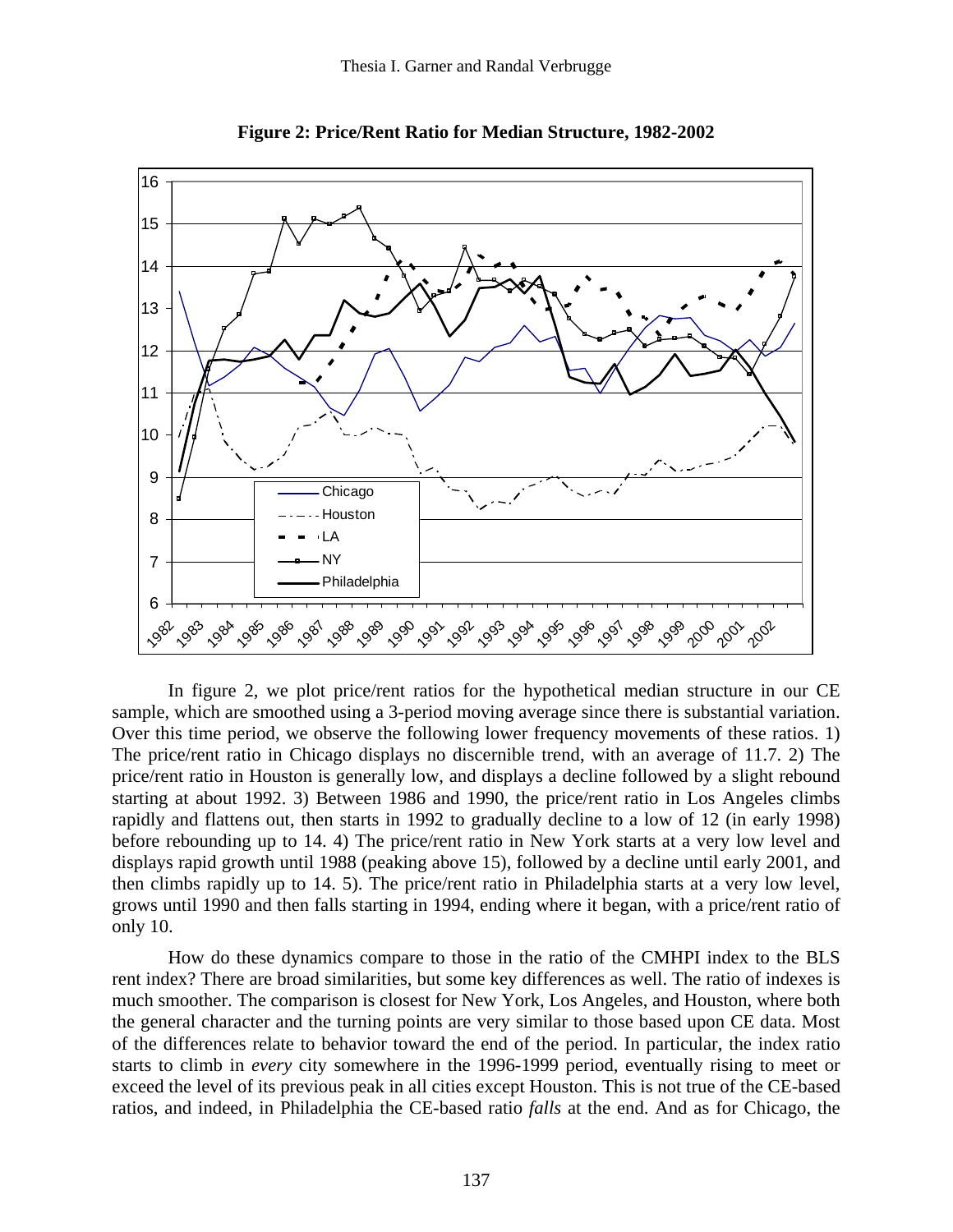**Figure 2: Price/Rent Ratio for Median Structure, 1982-2002**

In figure 2, we plot price/rent ratios for the hypothetical median structure in our CE sample, which are smoothed using a 3-period moving average since there is substantial variation. Over this time period, we observe the following lower frequency movements of these ratios. 1) The price/rent ratio in Chicago displays no discernible trend, with an average of 11.7. 2) The price/rent ratio in Houston is generally low, and displays a decline followed by a slight rebound starting at about 1992. 3) Between 1986 and 1990, the price/rent ratio in Los Angeles climbs rapidly and flattens out, then starts in 1992 to gradually decline to a low of 12 (in early 1998) before rebounding up to 14. 4) The price/rent ratio in New York starts at a very low level and displays rapid growth until 1988 (peaking above 15), followed by a decline until early 2001, and then climbs rapidly up to 14. 5). The price/rent ratio in Philadelphia starts at a very low level, grows until 1990 and then falls starting in 1994, ending where it began, with a price/rent ratio of only 10.

How do these dynamics compare to those in the ratio of the CMHPI index to the BLS rent index? There are broad similarities, but some key differences as well. The ratio of indexes is much smoother. The comparison is closest for New York, Los Angeles, and Houston, where both the general character and the turning points are very similar to those based upon CE data. Most of the differences relate to behavior toward the end of the period. In particular, the index ratio starts to climb in *every* city somewhere in the 1996-1999 period, eventually rising to meet or exceed the level of its previous peak in all cities except Houston. This is not true of the CE-based ratios, and indeed, in Philadelphia the CE-based ratio *falls* at the end. And as for Chicago, the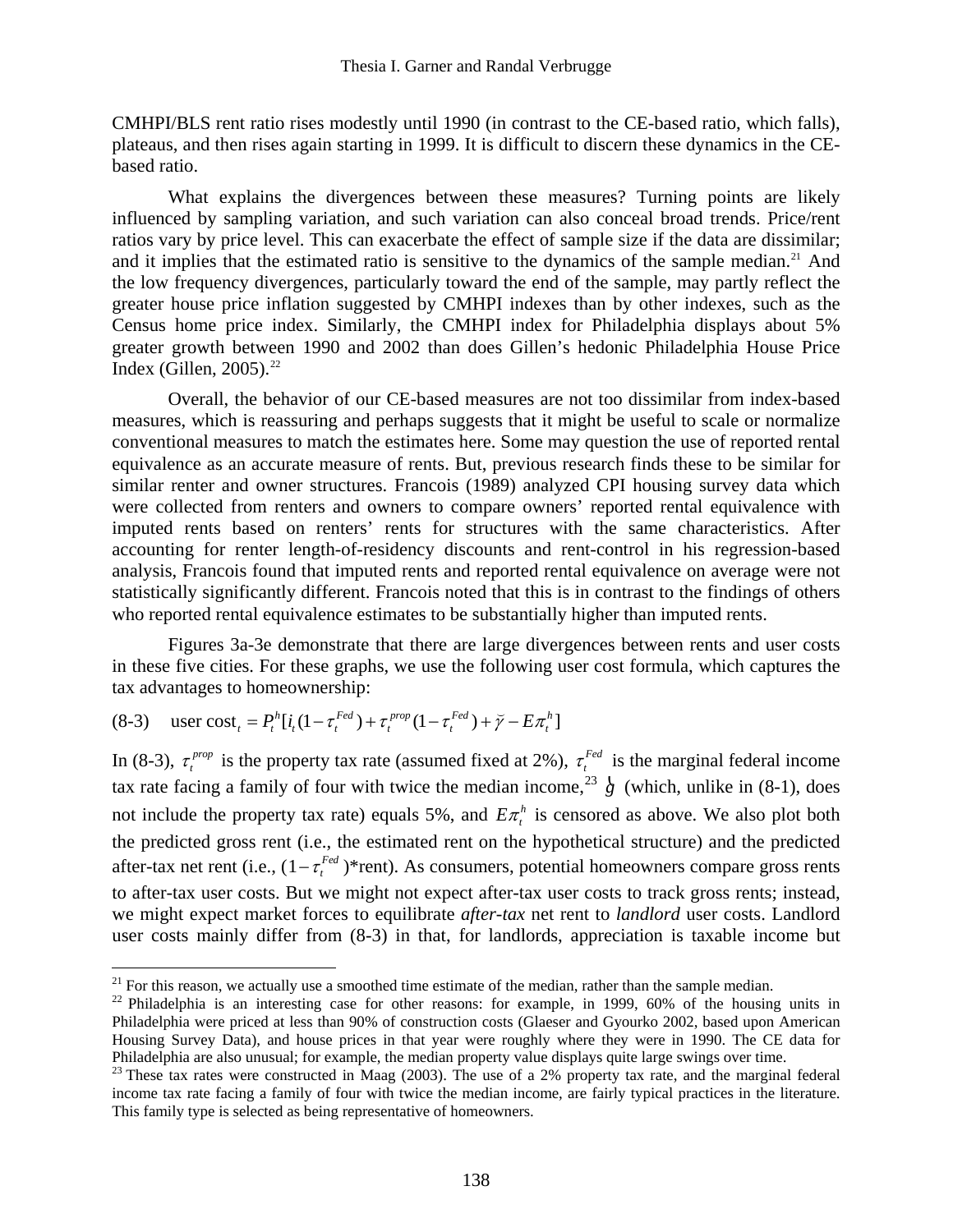CMHPI/BLS rent ratio rises modestly until 1990 (in contrast to the CE-based ratio, which falls), plateaus, and then rises again starting in 1999. It is difficult to discern these dynamics in the CE-based ratio.

What explains the divergences between these measures? Turning points are likely influenced by sampling variation, and such variation can also conceal broad trends. Price/rent ratios vary by price level. This can exacerbate the effect of sample size if the data are dissimilar; and it implies that the estimated ratio is sensitive to the dynamics of the sample median.[21] And the low frequency divergences, particularly toward the end of the sample, may partly reflect the greater house price inflation suggested by CMHPI indexes than by other indexes, such as the Census home price index. Similarly, the CMHPI index for Philadelphia displays about 5% greater growth between 1990 and 2002 than does Gillen's hedonic Philadelphia House Price Index (Gillen, 2005).[22]

Overall, the behavior of our CE-based measures are not too dissimilar from index-based measures, which is reassuring and perhaps suggests that it might be useful to scale or normalize conventional measures to match the estimates here. Some may question the use of reported rental equivalence as an accurate measure of rents. But, previous research finds these to be similar for similar renter and owner structures. Francois (1989) analyzed CPI housing survey data which were collected from renters and owners to compare owners' reported rental equivalence with imputed rents based on renters' rents for structures with the same characteristics. After accounting for renter length-of-residency discounts and rent-control in his regression-based analysis, Francois found that imputed rents and reported rental equivalence on average were not statistically significantly different. Francois noted that this is in contrast to the findings of others who reported rental equivalence estimates to be substantially higher than imputed rents.

Figures 3a-3e demonstrate that there are large divergences between rents and user costs in these five cities. For these graphs, we use the following user cost formula, which captures the tax advantages to homeownership:

$$\text{(8-3)} \quad \text{user cost}_t = P_t^h[i_t(1-\tau_t^{Fed}) + \tau_t^{prop}(1-\tau_t^{Fed}) + \breve{\gamma} - E\pi_t^h]$$

In (8-3), $\tau_t^{prop}$ is the property tax rate (assumed fixed at 2%), $\tau_t^{Fed}$ is the marginal federal income tax rate facing a family of four with twice the median income,[23] $\breve{\gamma}$ (which, unlike in (8-1), does not include the property tax rate) equals 5%, and $E\pi_t^h$ is censored as above. We also plot both the predicted gross rent (i.e., the estimated rent on the hypothetical structure) and the predicted after-tax net rent (i.e., $(1-\tau_t^{Fed})$*rent). As consumers, potential homeowners compare gross rents to after-tax user costs. But we might not expect after-tax user costs to track gross rents; instead, we might expect market forces to equilibrate *after-tax* net rent to *landlord* user costs. Landlord user costs mainly differ from (8-3) in that, for landlords, appreciation is taxable income but

[21] For this reason, we actually use a smoothed time estimate of the median, rather than the sample median.

[22] Philadelphia is an interesting case for other reasons: for example, in 1999, 60% of the housing units in Philadelphia were priced at less than 90% of construction costs (Glaeser and Gyourko 2002, based upon American Housing Survey Data), and house prices in that year were roughly where they were in 1990. The CE data for Philadelphia are also unusual; for example, the median property value displays quite large swings over time.

[23] These tax rates were constructed in Maag (2003). The use of a 2% property tax rate, and the marginal federal income tax rate facing a family of four with twice the median income, are fairly typical practices in the literature. This family type is selected as being representative of homeowners.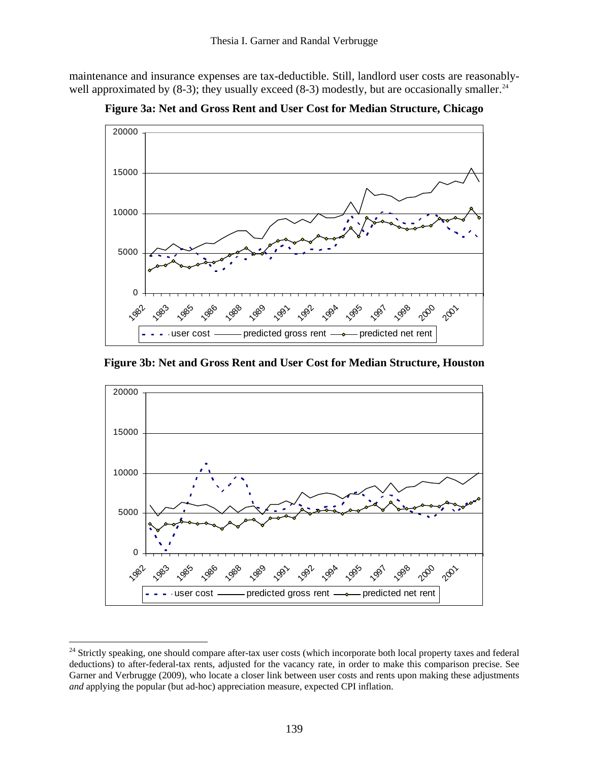maintenance and insurance expenses are tax-deductible. Still, landlord user costs are reasonably-well approximated by (8-3); they usually exceed (8-3) modestly, but are occasionally smaller.[24]

**Figure 3a: Net and Gross Rent and User Cost for Median Structure, Chicago**

**Figure 3b: Net and Gross Rent and User Cost for Median Structure, Houston**

[24] Strictly speaking, one should compare after-tax user costs (which incorporate both local property taxes and federal deductions) to after-federal-tax rents, adjusted for the vacancy rate, in order to make this comparison precise. See Garner and Verbrugge (2009), who locate a closer link between user costs and rents upon making these adjustments *and* applying the popular (but ad-hoc) appreciation measure, expected CPI inflation.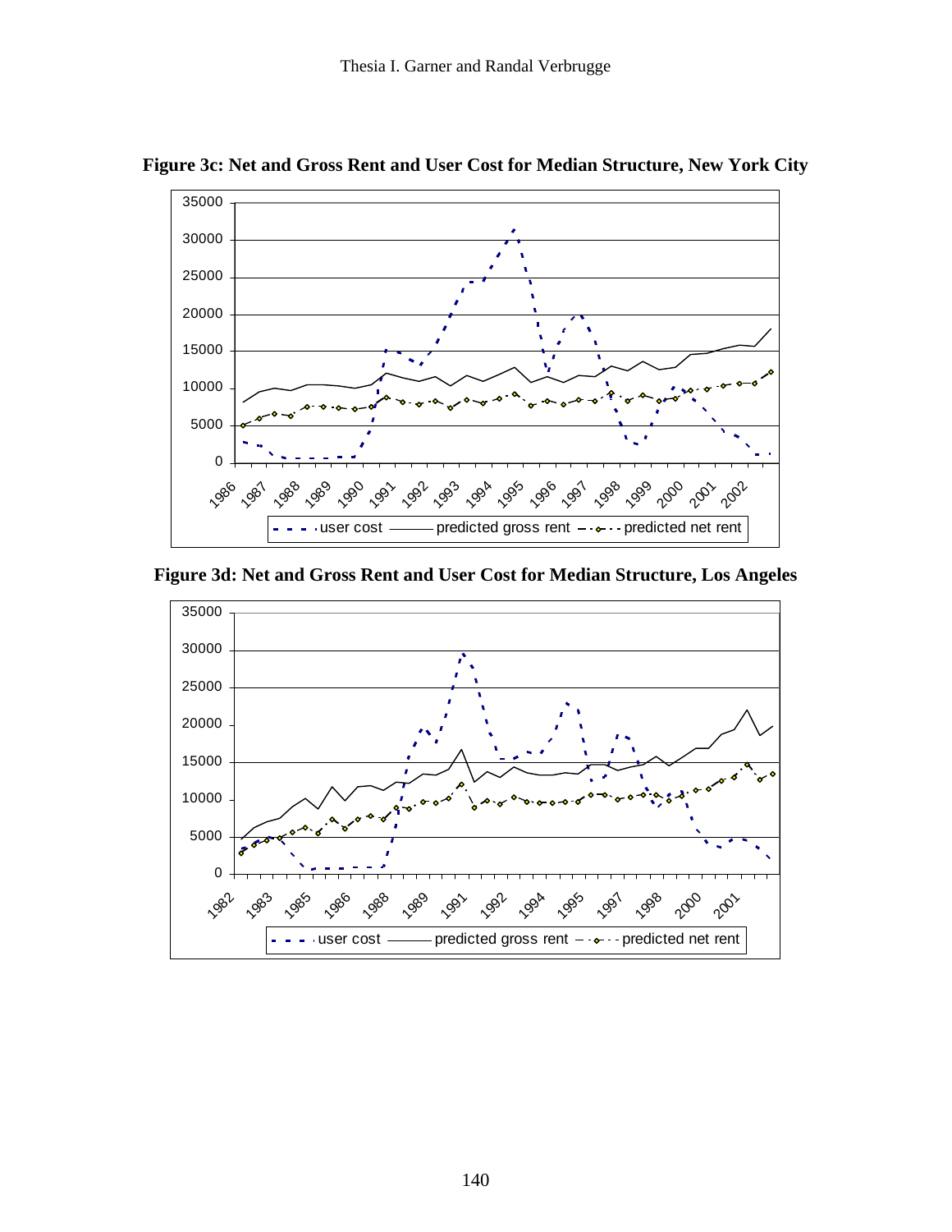**Figure 3c: Net and Gross Rent and User Cost for Median Structure, New York City**

**Figure 3d: Net and Gross Rent and User Cost for Median Structure, Los Angeles**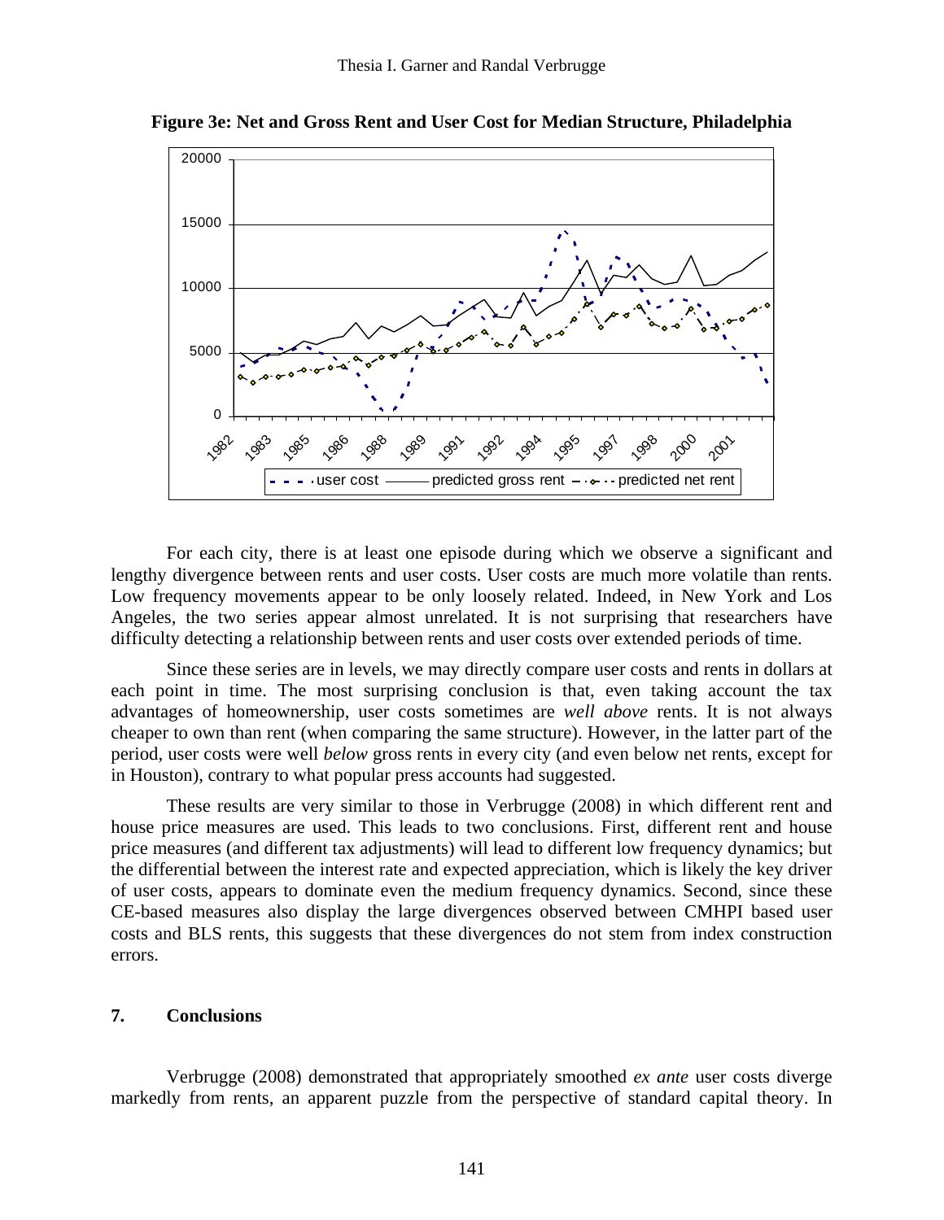**Figure 3e: Net and Gross Rent and User Cost for Median Structure, Philadelphia**

For each city, there is at least one episode during which we observe a significant and lengthy divergence between rents and user costs. User costs are much more volatile than rents. Low frequency movements appear to be only loosely related. Indeed, in New York and Los Angeles, the two series appear almost unrelated. It is not surprising that researchers have difficulty detecting a relationship between rents and user costs over extended periods of time.

Since these series are in levels, we may directly compare user costs and rents in dollars at each point in time. The most surprising conclusion is that, even taking account the tax advantages of homeownership, user costs sometimes are *well above* rents. It is not always cheaper to own than rent (when comparing the same structure). However, in the latter part of the period, user costs were well *below* gross rents in every city (and even below net rents, except for in Houston), contrary to what popular press accounts had suggested.

These results are very similar to those in Verbrugge (2008) in which different rent and house price measures are used. This leads to two conclusions. First, different rent and house price measures (and different tax adjustments) will lead to different low frequency dynamics; but the differential between the interest rate and expected appreciation, which is likely the key driver of user costs, appears to dominate even the medium frequency dynamics. Second, since these CE-based measures also display the large divergences observed between CMHPI based user costs and BLS rents, this suggests that these divergences do not stem from index construction errors.

## 7. Conclusions

Verbrugge (2008) demonstrated that appropriately smoothed *ex ante* user costs diverge markedly from rents, an apparent puzzle from the perspective of standard capital theory. In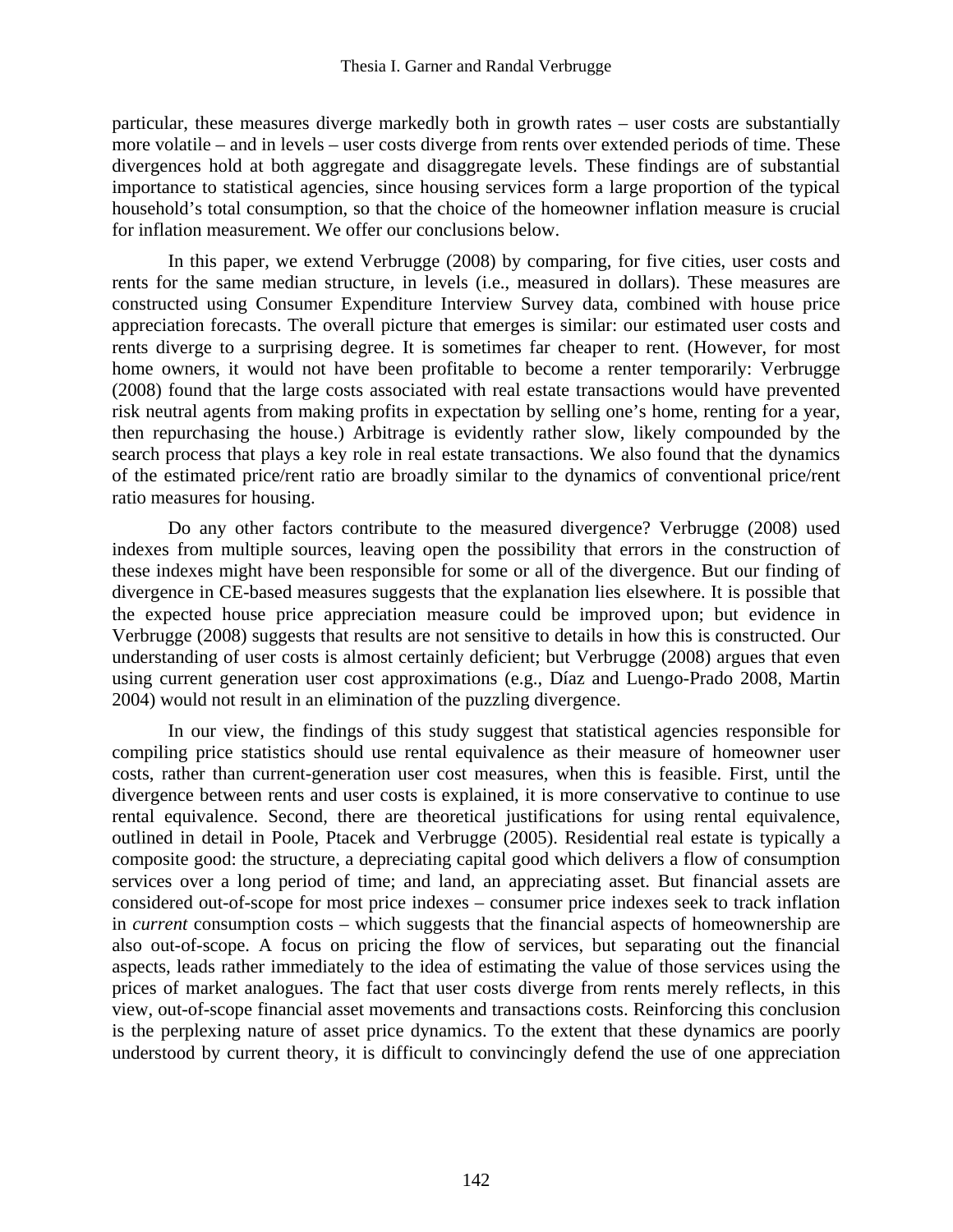particular, these measures diverge markedly both in growth rates – user costs are substantially more volatile – and in levels – user costs diverge from rents over extended periods of time. These divergences hold at both aggregate and disaggregate levels. These findings are of substantial importance to statistical agencies, since housing services form a large proportion of the typical household's total consumption, so that the choice of the homeowner inflation measure is crucial for inflation measurement. We offer our conclusions below.

In this paper, we extend Verbrugge (2008) by comparing, for five cities, user costs and rents for the same median structure, in levels (i.e., measured in dollars). These measures are constructed using Consumer Expenditure Interview Survey data, combined with house price appreciation forecasts. The overall picture that emerges is similar: our estimated user costs and rents diverge to a surprising degree. It is sometimes far cheaper to rent. (However, for most home owners, it would not have been profitable to become a renter temporarily: Verbrugge (2008) found that the large costs associated with real estate transactions would have prevented risk neutral agents from making profits in expectation by selling one's home, renting for a year, then repurchasing the house.) Arbitrage is evidently rather slow, likely compounded by the search process that plays a key role in real estate transactions. We also found that the dynamics of the estimated price/rent ratio are broadly similar to the dynamics of conventional price/rent ratio measures for housing.

Do any other factors contribute to the measured divergence? Verbrugge (2008) used indexes from multiple sources, leaving open the possibility that errors in the construction of these indexes might have been responsible for some or all of the divergence. But our finding of divergence in CE-based measures suggests that the explanation lies elsewhere. It is possible that the expected house price appreciation measure could be improved upon; but evidence in Verbrugge (2008) suggests that results are not sensitive to details in how this is constructed. Our understanding of user costs is almost certainly deficient; but Verbrugge (2008) argues that even using current generation user cost approximations (e.g., Díaz and Luengo-Prado 2008, Martin 2004) would not result in an elimination of the puzzling divergence.

In our view, the findings of this study suggest that statistical agencies responsible for compiling price statistics should use rental equivalence as their measure of homeowner user costs, rather than current-generation user cost measures, when this is feasible. First, until the divergence between rents and user costs is explained, it is more conservative to continue to use rental equivalence. Second, there are theoretical justifications for using rental equivalence, outlined in detail in Poole, Ptacek and Verbrugge (2005). Residential real estate is typically a composite good: the structure, a depreciating capital good which delivers a flow of consumption services over a long period of time; and land, an appreciating asset. But financial assets are considered out-of-scope for most price indexes – consumer price indexes seek to track inflation in *current* consumption costs – which suggests that the financial aspects of homeownership are also out-of-scope. A focus on pricing the flow of services, but separating out the financial aspects, leads rather immediately to the idea of estimating the value of those services using the prices of market analogues. The fact that user costs diverge from rents merely reflects, in this view, out-of-scope financial asset movements and transactions costs. Reinforcing this conclusion is the perplexing nature of asset price dynamics. To the extent that these dynamics are poorly understood by current theory, it is difficult to convincingly defend the use of one appreciation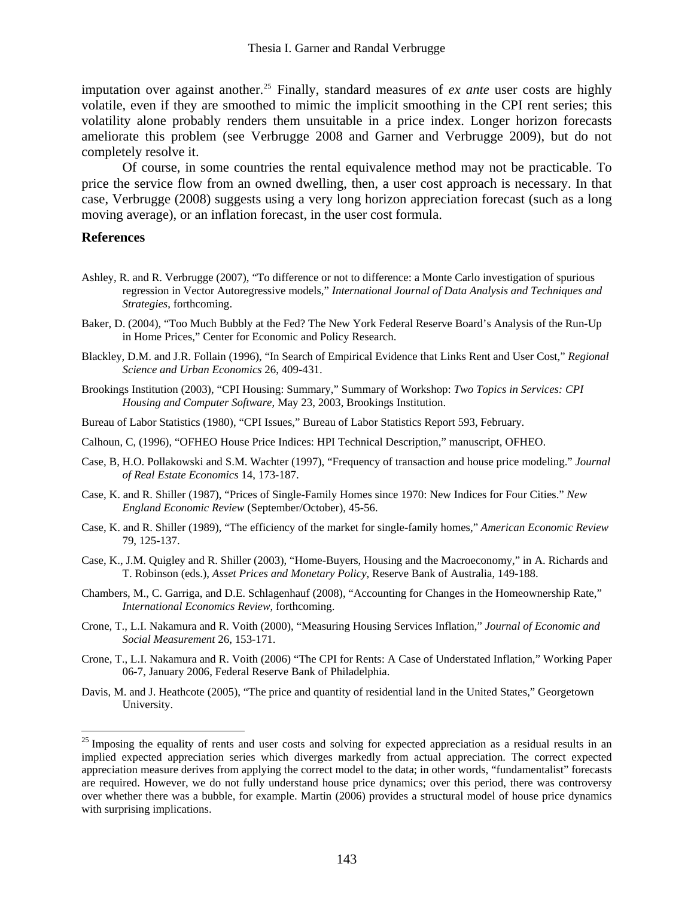imputation over against another.[25] Finally, standard measures of *ex ante* user costs are highly volatile, even if they are smoothed to mimic the implicit smoothing in the CPI rent series; this volatility alone probably renders them unsuitable in a price index. Longer horizon forecasts ameliorate this problem (see Verbrugge 2008 and Garner and Verbrugge 2009), but do not completely resolve it.

Of course, in some countries the rental equivalence method may not be practicable. To price the service flow from an owned dwelling, then, a user cost approach is necessary. In that case, Verbrugge (2008) suggests using a very long horizon appreciation forecast (such as a long moving average), or an inflation forecast, in the user cost formula.

## References

Ashley, R. and R. Verbrugge (2007), "To difference or not to difference: a Monte Carlo investigation of spurious regression in Vector Autoregressive models," *International Journal of Data Analysis and Techniques and Strategies*, forthcoming.

Baker, D. (2004), "Too Much Bubbly at the Fed? The New York Federal Reserve Board's Analysis of the Run-Up in Home Prices," Center for Economic and Policy Research.

Blackley, D.M. and J.R. Follain (1996), "In Search of Empirical Evidence that Links Rent and User Cost," *Regional Science and Urban Economics* 26, 409-431.

Brookings Institution (2003), "CPI Housing: Summary," Summary of Workshop: *Two Topics in Services: CPI Housing and Computer Software*, May 23, 2003, Brookings Institution.

Bureau of Labor Statistics (1980), "CPI Issues," Bureau of Labor Statistics Report 593, February.

Calhoun, C, (1996), "OFHEO House Price Indices: HPI Technical Description," manuscript, OFHEO.

Case, B, H.O. Pollakowski and S.M. Wachter (1997), "Frequency of transaction and house price modeling." *Journal of Real Estate Economics* 14, 173-187.

Case, K. and R. Shiller (1987), "Prices of Single-Family Homes since 1970: New Indices for Four Cities." *New England Economic Review* (September/October), 45-56.

Case, K. and R. Shiller (1989), "The efficiency of the market for single-family homes," *American Economic Review* 79, 125-137.

Case, K., J.M. Quigley and R. Shiller (2003), "Home-Buyers, Housing and the Macroeconomy," in A. Richards and T. Robinson (eds.), *Asset Prices and Monetary Policy*, Reserve Bank of Australia, 149-188.

Chambers, M., C. Garriga, and D.E. Schlagenhauf (2008), "Accounting for Changes in the Homeownership Rate," *International Economics Review*, forthcoming.

Crone, T., L.I. Nakamura and R. Voith (2000), "Measuring Housing Services Inflation," *Journal of Economic and Social Measurement* 26, 153-171.

Crone, T., L.I. Nakamura and R. Voith (2006) "The CPI for Rents: A Case of Understated Inflation," Working Paper 06-7, January 2006, Federal Reserve Bank of Philadelphia.

Davis, M. and J. Heathcote (2005), "The price and quantity of residential land in the United States," Georgetown University.

---

[25] Imposing the equality of rents and user costs and solving for expected appreciation as a residual results in an implied expected appreciation series which diverges markedly from actual appreciation. The correct expected appreciation measure derives from applying the correct model to the data; in other words, "fundamentalist" forecasts are required. However, we do not fully understand house price dynamics; over this period, there was controversy over whether there was a bubble, for example. Martin (2006) provides a structural model of house price dynamics with surprising implications.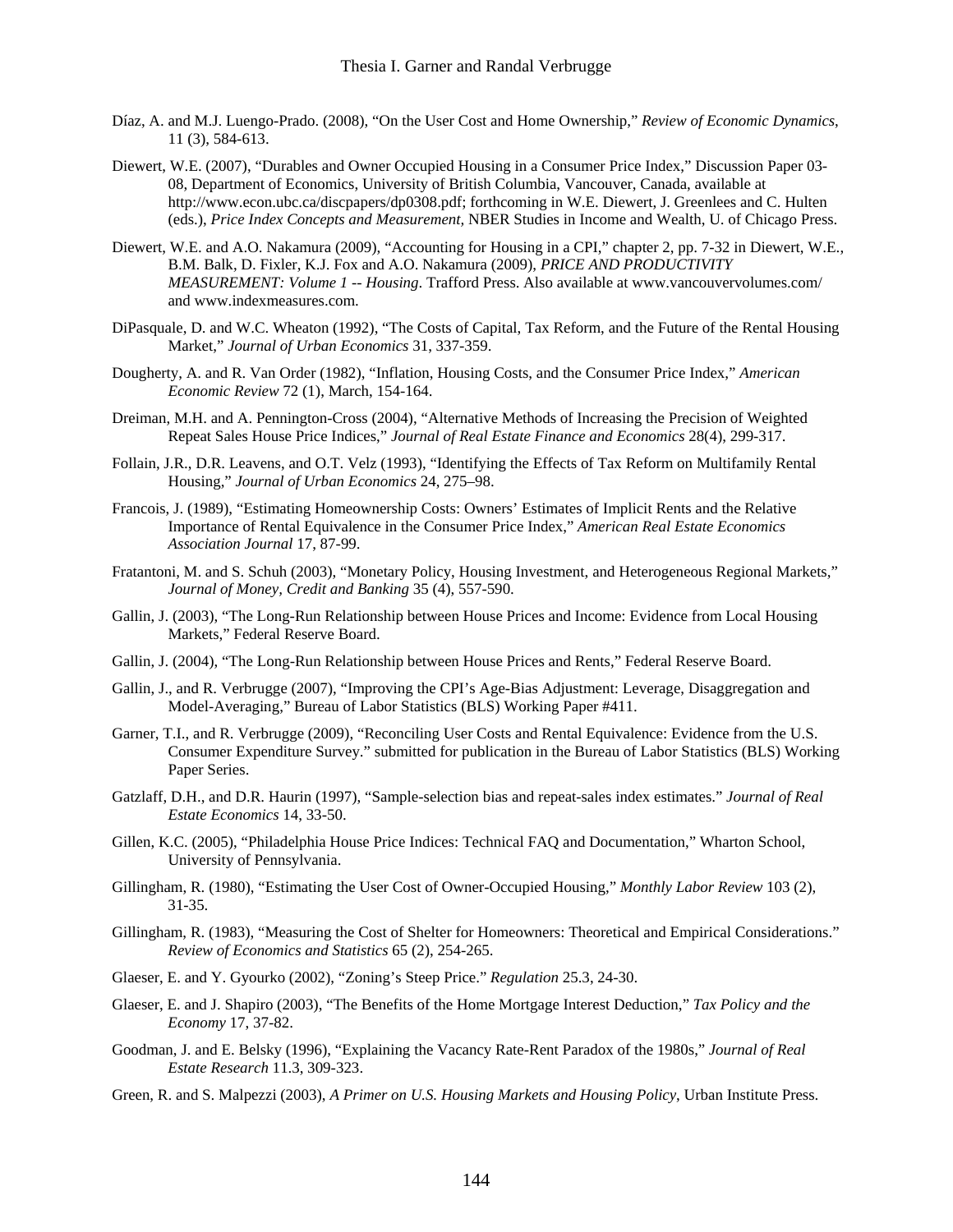Díaz, A. and M.J. Luengo-Prado. (2008), "On the User Cost and Home Ownership," *Review of Economic Dynamics*, 11 (3), 584-613.

Diewert, W.E. (2007), "Durables and Owner Occupied Housing in a Consumer Price Index," Discussion Paper 03-08, Department of Economics, University of British Columbia, Vancouver, Canada, available at http://www.econ.ubc.ca/discpapers/dp0308.pdf; forthcoming in W.E. Diewert, J. Greenlees and C. Hulten (eds.), *Price Index Concepts and Measurement*, NBER Studies in Income and Wealth, U. of Chicago Press.

Diewert, W.E. and A.O. Nakamura (2009), "Accounting for Housing in a CPI," chapter 2, pp. 7-32 in Diewert, W.E., B.M. Balk, D. Fixler, K.J. Fox and A.O. Nakamura (2009), *PRICE AND PRODUCTIVITY MEASUREMENT: Volume 1 -- Housing*. Trafford Press. Also available at www.vancouvervolumes.com/ and www.indexmeasures.com.

DiPasquale, D. and W.C. Wheaton (1992), "The Costs of Capital, Tax Reform, and the Future of the Rental Housing Market," *Journal of Urban Economics* 31, 337-359.

Dougherty, A. and R. Van Order (1982), "Inflation, Housing Costs, and the Consumer Price Index," *American Economic Review* 72 (1), March, 154-164.

Dreiman, M.H. and A. Pennington-Cross (2004), "Alternative Methods of Increasing the Precision of Weighted Repeat Sales House Price Indices," *Journal of Real Estate Finance and Economics* 28(4), 299-317.

Follain, J.R., D.R. Leavens, and O.T. Velz (1993), "Identifying the Effects of Tax Reform on Multifamily Rental Housing," *Journal of Urban Economics* 24, 275–98.

Francois, J. (1989), "Estimating Homeownership Costs: Owners' Estimates of Implicit Rents and the Relative Importance of Rental Equivalence in the Consumer Price Index," *American Real Estate Economics Association Journal* 17, 87-99.

Fratantoni, M. and S. Schuh (2003), "Monetary Policy, Housing Investment, and Heterogeneous Regional Markets," *Journal of Money, Credit and Banking* 35 (4), 557-590.

Gallin, J. (2003), "The Long-Run Relationship between House Prices and Income: Evidence from Local Housing Markets," Federal Reserve Board.

Gallin, J. (2004), "The Long-Run Relationship between House Prices and Rents," Federal Reserve Board.

Gallin, J., and R. Verbrugge (2007), "Improving the CPI's Age-Bias Adjustment: Leverage, Disaggregation and Model-Averaging," Bureau of Labor Statistics (BLS) Working Paper #411.

Garner, T.I., and R. Verbrugge (2009), "Reconciling User Costs and Rental Equivalence: Evidence from the U.S. Consumer Expenditure Survey." submitted for publication in the Bureau of Labor Statistics (BLS) Working Paper Series.

Gatzlaff, D.H., and D.R. Haurin (1997), "Sample-selection bias and repeat-sales index estimates." *Journal of Real Estate Economics* 14, 33-50.

Gillen, K.C. (2005), "Philadelphia House Price Indices: Technical FAQ and Documentation," Wharton School, University of Pennsylvania.

Gillingham, R. (1980), "Estimating the User Cost of Owner-Occupied Housing," *Monthly Labor Review* 103 (2), 31-35.

Gillingham, R. (1983), "Measuring the Cost of Shelter for Homeowners: Theoretical and Empirical Considerations." *Review of Economics and Statistics* 65 (2), 254-265.

Glaeser, E. and Y. Gyourko (2002), "Zoning's Steep Price." *Regulation* 25.3, 24-30.

Glaeser, E. and J. Shapiro (2003), "The Benefits of the Home Mortgage Interest Deduction," *Tax Policy and the Economy* 17, 37-82.

Goodman, J. and E. Belsky (1996), "Explaining the Vacancy Rate-Rent Paradox of the 1980s," *Journal of Real Estate Research* 11.3, 309-323.

Green, R. and S. Malpezzi (2003), *A Primer on U.S. Housing Markets and Housing Policy*, Urban Institute Press.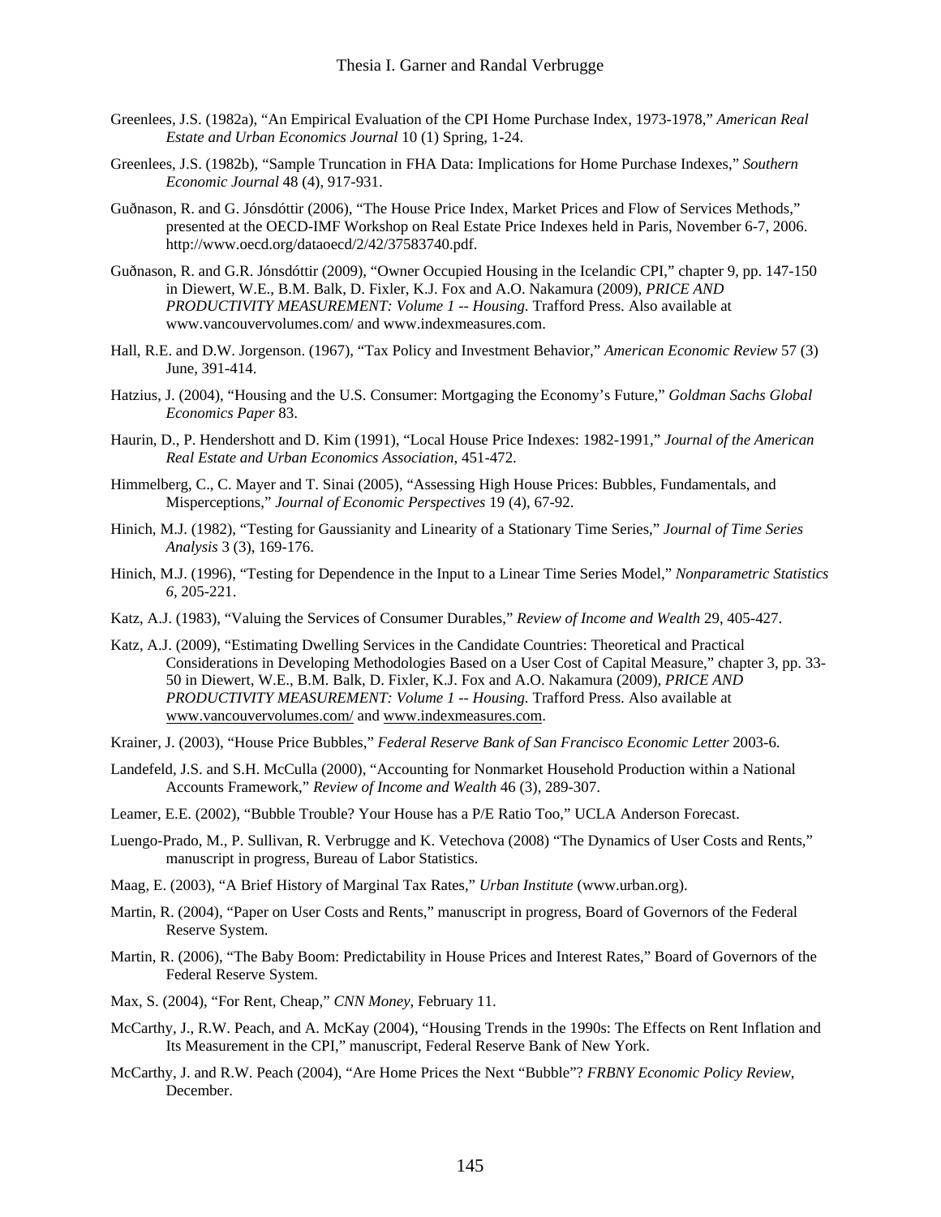Greenlees, J.S. (1982a), "An Empirical Evaluation of the CPI Home Purchase Index, 1973-1978," *American Real Estate and Urban Economics Journal* 10 (1) Spring, 1-24.

Greenlees, J.S. (1982b), "Sample Truncation in FHA Data: Implications for Home Purchase Indexes," *Southern Economic Journal* 48 (4), 917-931.

Guðnason, R. and G. Jónsdóttir (2006), "The House Price Index, Market Prices and Flow of Services Methods," presented at the OECD-IMF Workshop on Real Estate Price Indexes held in Paris, November 6-7, 2006. http://www.oecd.org/dataoecd/2/42/37583740.pdf.

Guðnason, R. and G.R. Jónsdóttir (2009), "Owner Occupied Housing in the Icelandic CPI," chapter 9, pp. 147-150 in Diewert, W.E., B.M. Balk, D. Fixler, K.J. Fox and A.O. Nakamura (2009), *PRICE AND PRODUCTIVITY MEASUREMENT: Volume 1 -- Housing.* Trafford Press. Also available at www.vancouvervolumes.com/ and www.indexmeasures.com.

Hall, R.E. and D.W. Jorgenson. (1967), "Tax Policy and Investment Behavior," *American Economic Review* 57 (3) June, 391-414.

Hatzius, J. (2004), "Housing and the U.S. Consumer: Mortgaging the Economy's Future," *Goldman Sachs Global Economics Paper* 83.

Haurin, D., P. Hendershott and D. Kim (1991), "Local House Price Indexes: 1982-1991," *Journal of the American Real Estate and Urban Economics Association*, 451-472.

Himmelberg, C., C. Mayer and T. Sinai (2005), "Assessing High House Prices: Bubbles, Fundamentals, and Misperceptions," *Journal of Economic Perspectives* 19 (4), 67-92.

Hinich, M.J. (1982), "Testing for Gaussianity and Linearity of a Stationary Time Series," *Journal of Time Series Analysis* 3 (3), 169-176.

Hinich, M.J. (1996), "Testing for Dependence in the Input to a Linear Time Series Model," *Nonparametric Statistics 6*, 205-221.

Katz, A.J. (1983), "Valuing the Services of Consumer Durables," *Review of Income and Wealth* 29, 405-427.

Katz, A.J. (2009), "Estimating Dwelling Services in the Candidate Countries: Theoretical and Practical Considerations in Developing Methodologies Based on a User Cost of Capital Measure," chapter 3, pp. 33-50 in Diewert, W.E., B.M. Balk, D. Fixler, K.J. Fox and A.O. Nakamura (2009), *PRICE AND PRODUCTIVITY MEASUREMENT: Volume 1 -- Housing.* Trafford Press. Also available at www.vancouvervolumes.com/ and www.indexmeasures.com.

Krainer, J. (2003), "House Price Bubbles," *Federal Reserve Bank of San Francisco Economic Letter* 2003-6.

Landefeld, J.S. and S.H. McCulla (2000), "Accounting for Nonmarket Household Production within a National Accounts Framework," *Review of Income and Wealth* 46 (3), 289-307.

Leamer, E.E. (2002), "Bubble Trouble? Your House has a P/E Ratio Too," UCLA Anderson Forecast.

Luengo-Prado, M., P. Sullivan, R. Verbrugge and K. Vetechova (2008) "The Dynamics of User Costs and Rents," manuscript in progress, Bureau of Labor Statistics.

Maag, E. (2003), "A Brief History of Marginal Tax Rates," *Urban Institute* (www.urban.org).

Martin, R. (2004), "Paper on User Costs and Rents," manuscript in progress, Board of Governors of the Federal Reserve System.

Martin, R. (2006), "The Baby Boom: Predictability in House Prices and Interest Rates," Board of Governors of the Federal Reserve System.

Max, S. (2004), "For Rent, Cheap," *CNN Money*, February 11.

McCarthy, J., R.W. Peach, and A. McKay (2004), "Housing Trends in the 1990s: The Effects on Rent Inflation and Its Measurement in the CPI," manuscript, Federal Reserve Bank of New York.

McCarthy, J. and R.W. Peach (2004), "Are Home Prices the Next "Bubble"? *FRBNY Economic Policy Review*, December.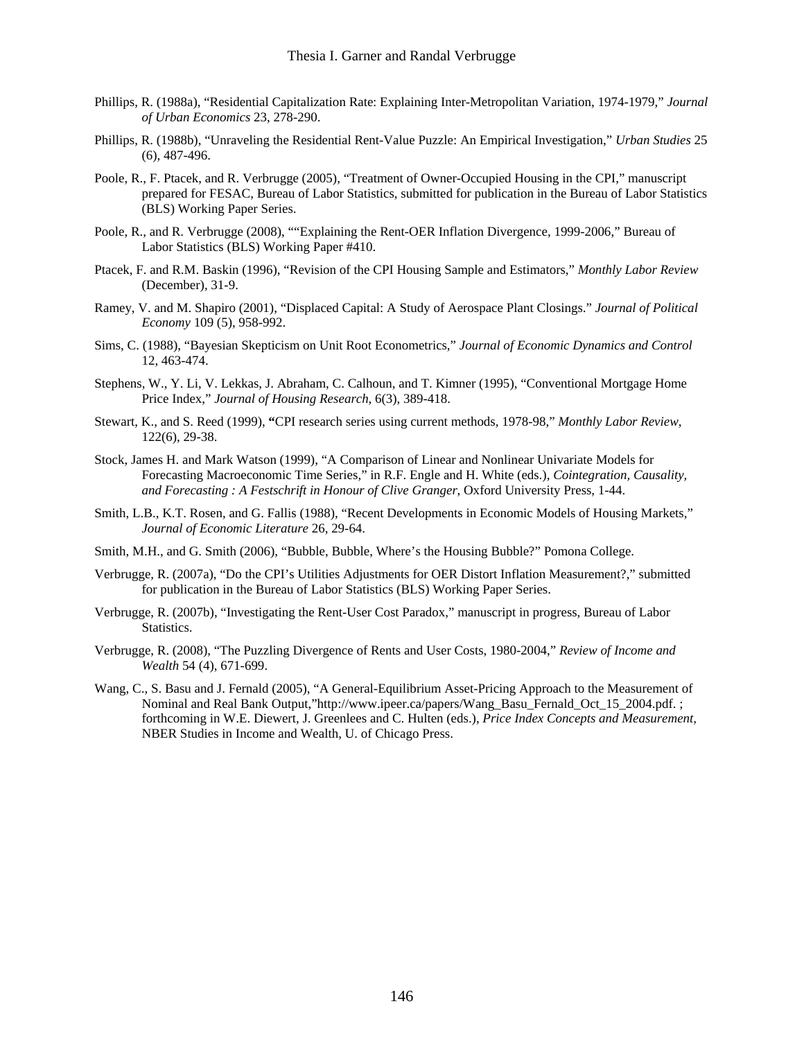Phillips, R. (1988a), "Residential Capitalization Rate: Explaining Inter-Metropolitan Variation, 1974-1979," *Journal of Urban Economics* 23, 278-290.

Phillips, R. (1988b), "Unraveling the Residential Rent-Value Puzzle: An Empirical Investigation," *Urban Studies* 25 (6), 487-496.

Poole, R., F. Ptacek, and R. Verbrugge (2005), "Treatment of Owner-Occupied Housing in the CPI," manuscript prepared for FESAC, Bureau of Labor Statistics, submitted for publication in the Bureau of Labor Statistics (BLS) Working Paper Series.

Poole, R., and R. Verbrugge (2008), ""Explaining the Rent-OER Inflation Divergence, 1999-2006," Bureau of Labor Statistics (BLS) Working Paper #410.

Ptacek, F. and R.M. Baskin (1996), "Revision of the CPI Housing Sample and Estimators," *Monthly Labor Review* (December), 31-9.

Ramey, V. and M. Shapiro (2001), "Displaced Capital: A Study of Aerospace Plant Closings." *Journal of Political Economy* 109 (5), 958-992.

Sims, C. (1988), "Bayesian Skepticism on Unit Root Econometrics," *Journal of Economic Dynamics and Control* 12, 463-474.

Stephens, W., Y. Li, V. Lekkas, J. Abraham, C. Calhoun, and T. Kimner (1995), "Conventional Mortgage Home Price Index," *Journal of Housing Research*, 6(3), 389-418.

Stewart, K., and S. Reed (1999), **"**CPI research series using current methods, 1978-98," *Monthly Labor Review*, 122(6), 29-38.

Stock, James H. and Mark Watson (1999), "A Comparison of Linear and Nonlinear Univariate Models for Forecasting Macroeconomic Time Series," in R.F. Engle and H. White (eds.), *Cointegration, Causality, and Forecasting : A Festschrift in Honour of Clive Granger*, Oxford University Press, 1-44.

Smith, L.B., K.T. Rosen, and G. Fallis (1988), "Recent Developments in Economic Models of Housing Markets," *Journal of Economic Literature* 26, 29-64.

Smith, M.H., and G. Smith (2006), "Bubble, Bubble, Where's the Housing Bubble?" Pomona College.

Verbrugge, R. (2007a), "Do the CPI's Utilities Adjustments for OER Distort Inflation Measurement?," submitted for publication in the Bureau of Labor Statistics (BLS) Working Paper Series.

Verbrugge, R. (2007b), "Investigating the Rent-User Cost Paradox," manuscript in progress, Bureau of Labor Statistics.

Verbrugge, R. (2008), "The Puzzling Divergence of Rents and User Costs, 1980-2004," *Review of Income and Wealth* 54 (4), 671-699.

Wang, C., S. Basu and J. Fernald (2005), "A General-Equilibrium Asset-Pricing Approach to the Measurement of Nominal and Real Bank Output,"http://www.ipeer.ca/papers/Wang_Basu_Fernald_Oct_15_2004.pdf. ; forthcoming in W.E. Diewert, J. Greenlees and C. Hulten (eds.), *Price Index Concepts and Measurement*, NBER Studies in Income and Wealth, U. of Chicago Press.